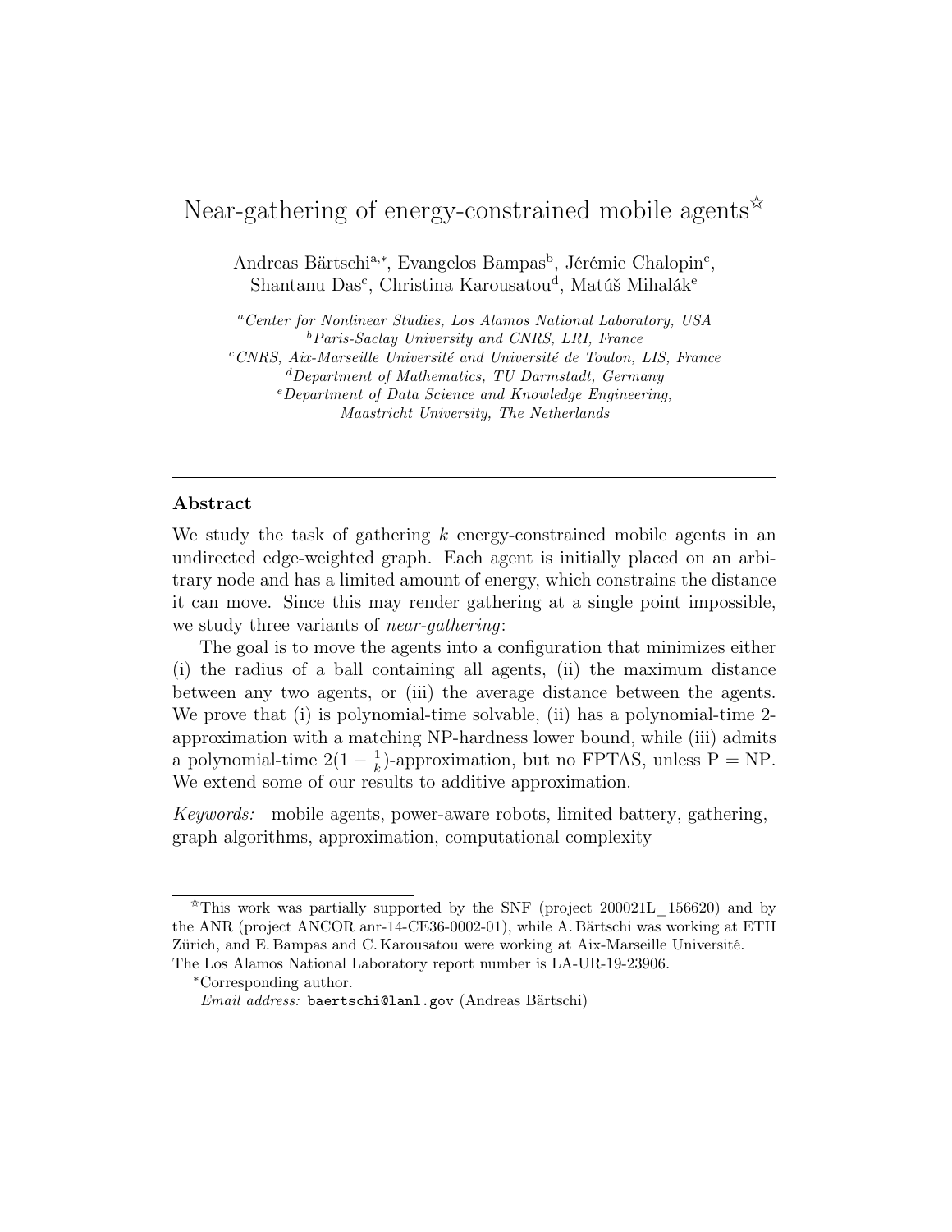# Near-gathering of energy-constrained mobile agents[☆]

Andreas Bärtschi[a,*], Evangelos Bampas[b], Jérémie Chalopin[c], Shantanu Das[c], Christina Karousatou[d], Matúš Mihalák[e]

[a] *Center for Nonlinear Studies, Los Alamos National Laboratory, USA*
[b] *Paris-Saclay University and CNRS, LRI, France*
[c] *CNRS, Aix-Marseille Université and Université de Toulon, LIS, France*
[d] *Department of Mathematics, TU Darmstadt, Germany*
[e] *Department of Data Science and Knowledge Engineering, Maastricht University, The Netherlands*

---

## Abstract

We study the task of gathering $k$ energy-constrained mobile agents in an undirected edge-weighted graph. Each agent is initially placed on an arbitrary node and has a limited amount of energy, which constrains the distance it can move. Since this may render gathering at a single point impossible, we study three variants of *near-gathering*:

The goal is to move the agents into a configuration that minimizes either (i) the radius of a ball containing all agents, (ii) the maximum distance between any two agents, or (iii) the average distance between the agents. We prove that (i) is polynomial-time solvable, (ii) has a polynomial-time 2-approximation with a matching NP-hardness lower bound, while (iii) admits a polynomial-time $2(1 - \frac{1}{k})$-approximation, but no FPTAS, unless P = NP. We extend some of our results to additive approximation.

*Keywords:* mobile agents, power-aware robots, limited battery, gathering, graph algorithms, approximation, computational complexity

---

[☆] This work was partially supported by the SNF (project 200021L_156620) and by the ANR (project ANCOR anr-14-CE36-0002-01), while A. Bärtschi was working at ETH Zürich, and E. Bampas and C. Karousatou were working at Aix-Marseille Université. The Los Alamos National Laboratory report number is LA-UR-19-23906.

[*] Corresponding author.
*Email address:* baertschi@lanl.gov (Andreas Bärtschi)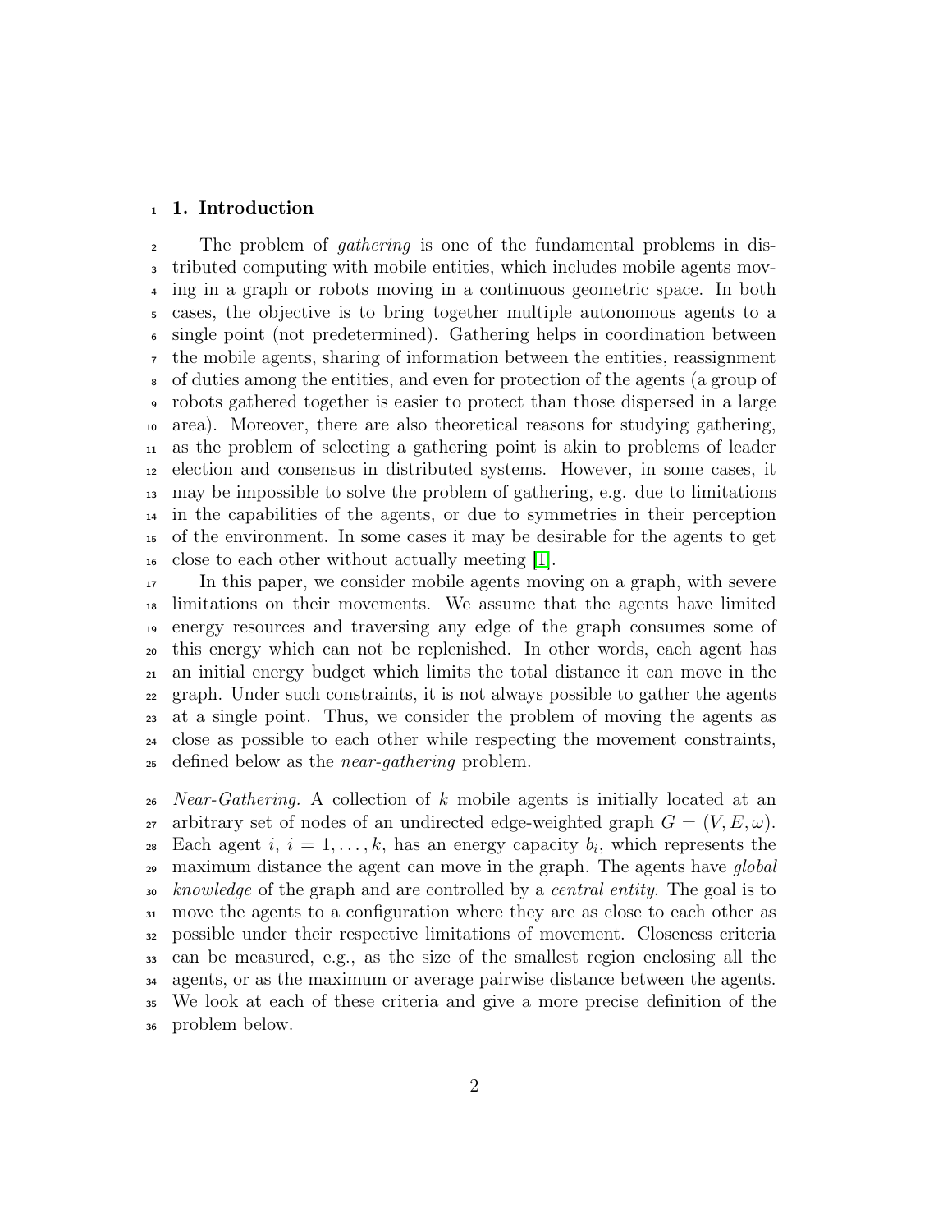## 1. Introduction

The problem of *gathering* is one of the fundamental problems in distributed computing with mobile entities, which includes mobile agents moving in a graph or robots moving in a continuous geometric space. In both cases, the objective is to bring together multiple autonomous agents to a single point (not predetermined). Gathering helps in coordination between the mobile agents, sharing of information between the entities, reassignment of duties among the entities, and even for protection of the agents (a group of robots gathered together is easier to protect than those dispersed in a large area). Moreover, there are also theoretical reasons for studying gathering, as the problem of selecting a gathering point is akin to problems of leader election and consensus in distributed systems. However, in some cases, it may be impossible to solve the problem of gathering, e.g. due to limitations in the capabilities of the agents, or due to symmetries in their perception of the environment. In some cases it may be desirable for the agents to get close to each other without actually meeting [1].

In this paper, we consider mobile agents moving on a graph, with severe limitations on their movements. We assume that the agents have limited energy resources and traversing any edge of the graph consumes some of this energy which can not be replenished. In other words, each agent has an initial energy budget which limits the total distance it can move in the graph. Under such constraints, it is not always possible to gather the agents at a single point. Thus, we consider the problem of moving the agents as close as possible to each other while respecting the movement constraints, defined below as the *near-gathering* problem.

*Near-Gathering.* A collection of $k$ mobile agents is initially located at an arbitrary set of nodes of an undirected edge-weighted graph $G = (V, E, \omega)$. Each agent $i$, $i = 1, \ldots, k$, has an energy capacity $b_i$, which represents the maximum distance the agent can move in the graph. The agents have *global knowledge* of the graph and are controlled by a *central entity*. The goal is to move the agents to a configuration where they are as close to each other as possible under their respective limitations of movement. Closeness criteria can be measured, e.g., as the size of the smallest region enclosing all the agents, or as the maximum or average pairwise distance between the agents. We look at each of these criteria and give a more precise definition of the problem below.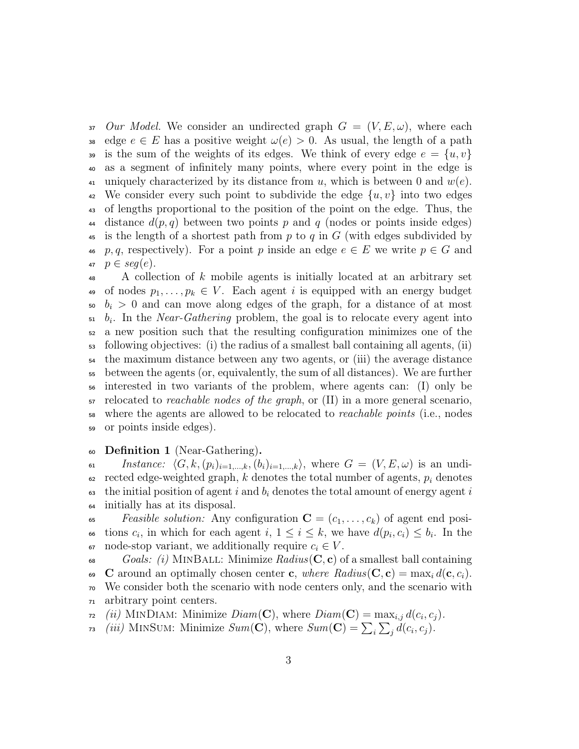*Our Model.* We consider an undirected graph $G = (V, E, \omega)$, where each edge $e \in E$ has a positive weight $\omega(e) > 0$. As usual, the length of a path is the sum of the weights of its edges. We think of every edge $e = \{u, v\}$ as a segment of infinitely many points, where every point in the edge is uniquely characterized by its distance from $u$, which is between 0 and $w(e)$. We consider every such point to subdivide the edge $\{u, v\}$ into two edges of lengths proportional to the position of the point on the edge. Thus, the distance $d(p, q)$ between two points $p$ and $q$ (nodes or points inside edges) is the length of a shortest path from $p$ to $q$ in $G$ (with edges subdivided by $p, q$, respectively). For a point $p$ inside an edge $e \in E$ we write $p \in G$ and $p \in seg(e)$.

A collection of $k$ mobile agents is initially located at an arbitrary set of nodes $p_1, \ldots, p_k \in V$. Each agent $i$ is equipped with an energy budget $b_i > 0$ and can move along edges of the graph, for a distance of at most $b_i$. In the *Near-Gathering* problem, the goal is to relocate every agent into a new position such that the resulting configuration minimizes one of the following objectives: (i) the radius of a smallest ball containing all agents, (ii) the maximum distance between any two agents, or (iii) the average distance between the agents (or, equivalently, the sum of all distances). We are further interested in two variants of the problem, where agents can: (I) only be relocated to *reachable nodes of the graph*, or (II) in a more general scenario, where the agents are allowed to be relocated to *reachable points* (i.e., nodes or points inside edges).

**Definition 1** (Near-Gathering)**.**

*Instance:* $\langle G, k, (p_i)_{i=1,\ldots,k}, (b_i)_{i=1,\ldots,k} \rangle$, where $G = (V, E, \omega)$ is an undirected edge-weighted graph, $k$ denotes the total number of agents, $p_i$ denotes the initial position of agent $i$ and $b_i$ denotes the total amount of energy agent $i$ initially has at its disposal.

*Feasible solution:* Any configuration $\mathbf{C} = (c_1, \ldots, c_k)$ of agent end positions $c_i$, in which for each agent $i$, $1 \leq i \leq k$, we have $d(p_i, c_i) \leq b_i$. In the node-stop variant, we additionally require $c_i \in V$.

*Goals: (i)* MinBall: Minimize $Radius(\mathbf{C}, \mathbf{c})$ of a smallest ball containing $\mathbf{C}$ around an optimally chosen center $\mathbf{c}$, *where* $Radius(\mathbf{C}, \mathbf{c}) = \max_i d(\mathbf{c}, c_i)$. We consider both the scenario with node centers only, and the scenario with arbitrary point centers.

*(ii)* MinDiam: Minimize $Diam(\mathbf{C})$, where $Diam(\mathbf{C}) = \max_{i,j} d(c_i, c_j)$.

*(iii)* MinSum: Minimize $Sum(\mathbf{C})$, where $Sum(\mathbf{C}) = \sum_i \sum_j d(c_i, c_j)$.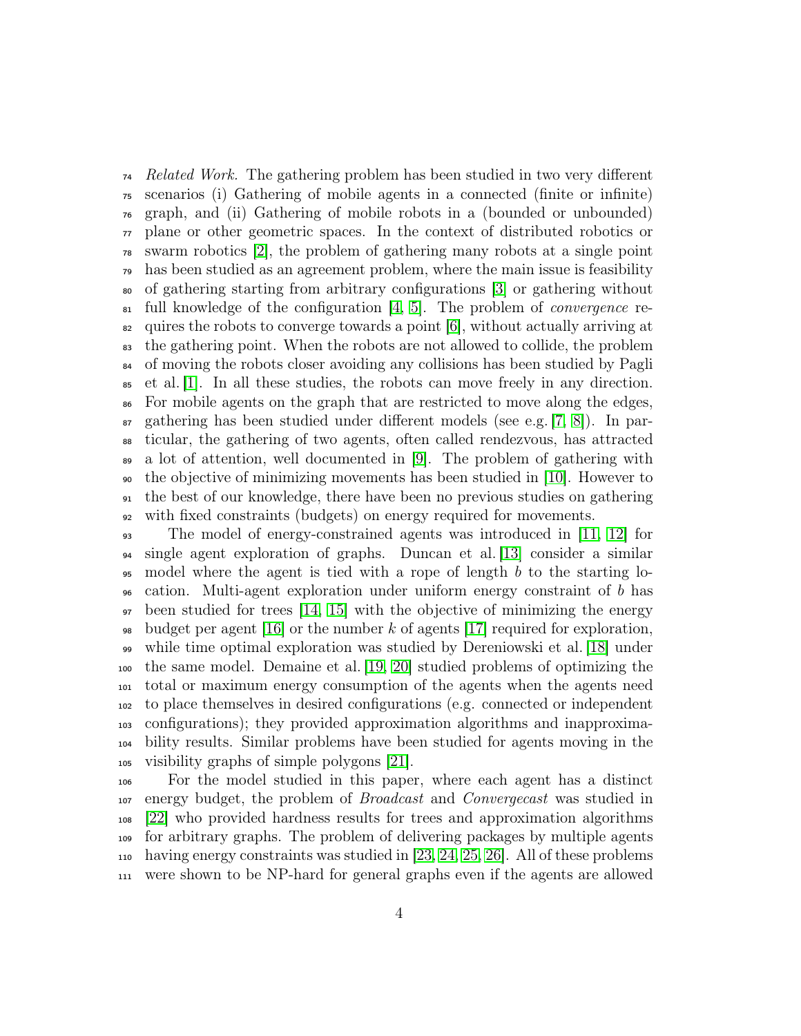*Related Work.* The gathering problem has been studied in two very different scenarios (i) Gathering of mobile agents in a connected (finite or infinite) graph, and (ii) Gathering of mobile robots in a (bounded or unbounded) plane or other geometric spaces. In the context of distributed robotics or swarm robotics [2], the problem of gathering many robots at a single point has been studied as an agreement problem, where the main issue is feasibility of gathering starting from arbitrary configurations [3] or gathering without full knowledge of the configuration [4, 5]. The problem of *convergence* requires the robots to converge towards a point [6], without actually arriving at the gathering point. When the robots are not allowed to collide, the problem of moving the robots closer avoiding any collisions has been studied by Pagli et al. [1]. In all these studies, the robots can move freely in any direction. For mobile agents on the graph that are restricted to move along the edges, gathering has been studied under different models (see e.g. [7, 8]). In particular, the gathering of two agents, often called rendezvous, has attracted a lot of attention, well documented in [9]. The problem of gathering with the objective of minimizing movements has been studied in [10]. However to the best of our knowledge, there have been no previous studies on gathering with fixed constraints (budgets) on energy required for movements.

The model of energy-constrained agents was introduced in [11, 12] for single agent exploration of graphs. Duncan et al. [13] consider a similar model where the agent is tied with a rope of length $b$ to the starting location. Multi-agent exploration under uniform energy constraint of $b$ has been studied for trees [14, 15] with the objective of minimizing the energy budget per agent [16] or the number $k$ of agents [17] required for exploration, while time optimal exploration was studied by Dereniowski et al. [18] under the same model. Demaine et al. [19, 20] studied problems of optimizing the total or maximum energy consumption of the agents when the agents need to place themselves in desired configurations (e.g. connected or independent configurations); they provided approximation algorithms and inapproximability results. Similar problems have been studied for agents moving in the visibility graphs of simple polygons [21].

For the model studied in this paper, where each agent has a distinct energy budget, the problem of *Broadcast* and *Convergecast* was studied in [22] who provided hardness results for trees and approximation algorithms for arbitrary graphs. The problem of delivering packages by multiple agents having energy constraints was studied in [23, 24, 25, 26]. All of these problems were shown to be NP-hard for general graphs even if the agents are allowed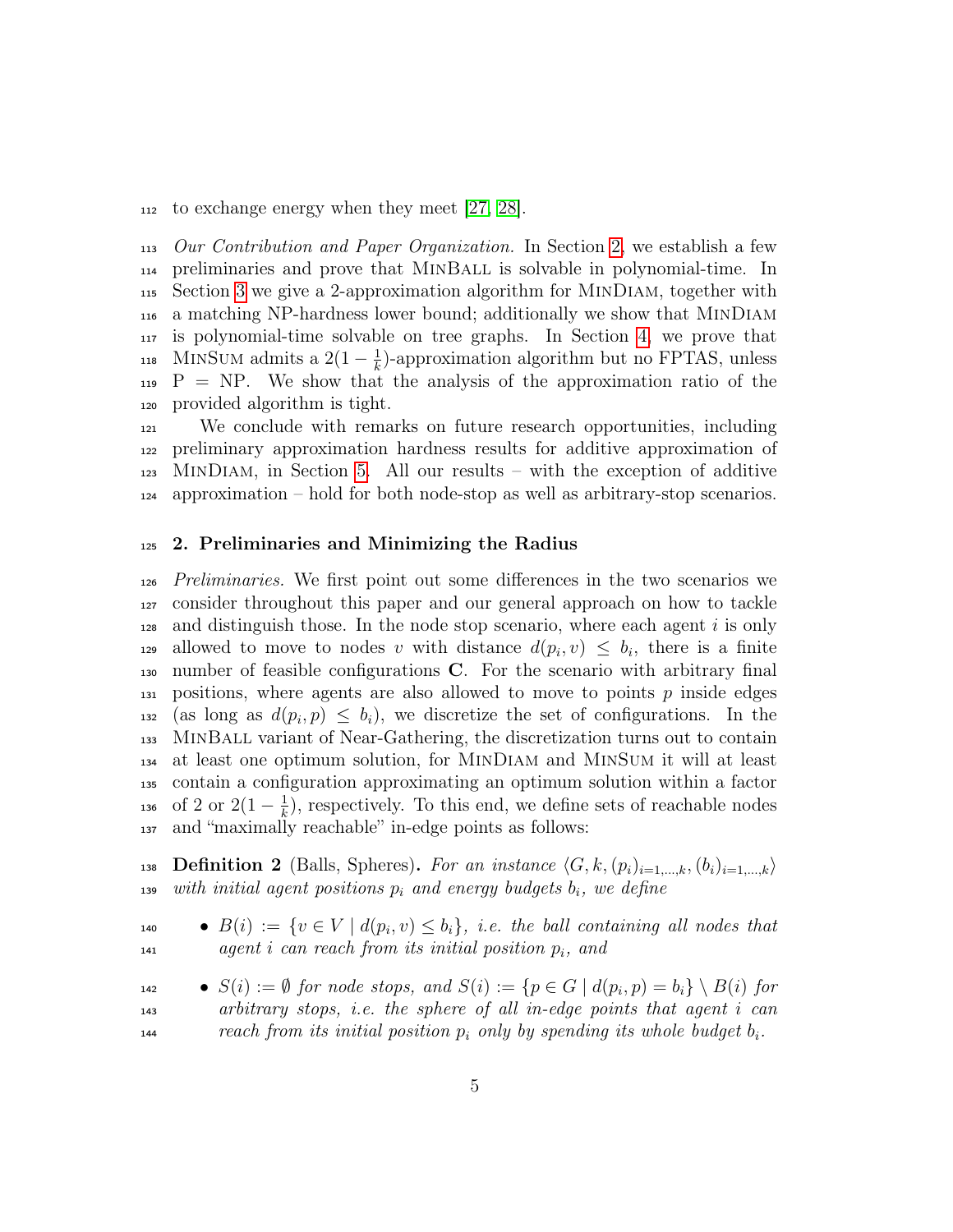to exchange energy when they meet [27, 28].

*Our Contribution and Paper Organization.* In Section 2, we establish a few preliminaries and prove that MinBall is solvable in polynomial-time. In Section 3 we give a 2-approximation algorithm for MinDiam, together with a matching NP-hardness lower bound; additionally we show that MinDiam is polynomial-time solvable on tree graphs. In Section 4, we prove that MinSum admits a $2(1-\frac{1}{k})$-approximation algorithm but no FPTAS, unless P = NP. We show that the analysis of the approximation ratio of the provided algorithm is tight.

We conclude with remarks on future research opportunities, including preliminary approximation hardness results for additive approximation of MinDiam, in Section 5. All our results – with the exception of additive approximation – hold for both node-stop as well as arbitrary-stop scenarios.

## 2. Preliminaries and Minimizing the Radius

*Preliminaries.* We first point out some differences in the two scenarios we consider throughout this paper and our general approach on how to tackle and distinguish those. In the node stop scenario, where each agent $i$ is only allowed to move to nodes $v$ with distance $d(p_i, v) \leq b_i$, there is a finite number of feasible configurations $\mathbf{C}$. For the scenario with arbitrary final positions, where agents are also allowed to move to points $p$ inside edges (as long as $d(p_i, p) \leq b_i$), we discretize the set of configurations. In the MinBall variant of Near-Gathering, the discretization turns out to contain at least one optimum solution, for MinDiam and MinSum it will at least contain a configuration approximating an optimum solution within a factor of 2 or $2(1-\frac{1}{k})$, respectively. To this end, we define sets of reachable nodes and "maximally reachable" in-edge points as follows:

**Definition 2** (Balls, Spheres)**.** *For an instance $\langle G, k, (p_i)_{i=1,\ldots,k}, (b_i)_{i=1,\ldots,k}\rangle$ with initial agent positions $p_i$ and energy budgets $b_i$, we define*

- *$B(i) := \{v \in V \mid d(p_i, v) \leq b_i\}$, i.e. the ball containing all nodes that agent $i$ can reach from its initial position $p_i$, and*
- *$S(i) := \emptyset$ for node stops, and $S(i) := \{p \in G \mid d(p_i, p) = b_i\} \setminus B(i)$ for arbitrary stops, i.e. the sphere of all in-edge points that agent $i$ can reach from its initial position $p_i$ only by spending its whole budget $b_i$.*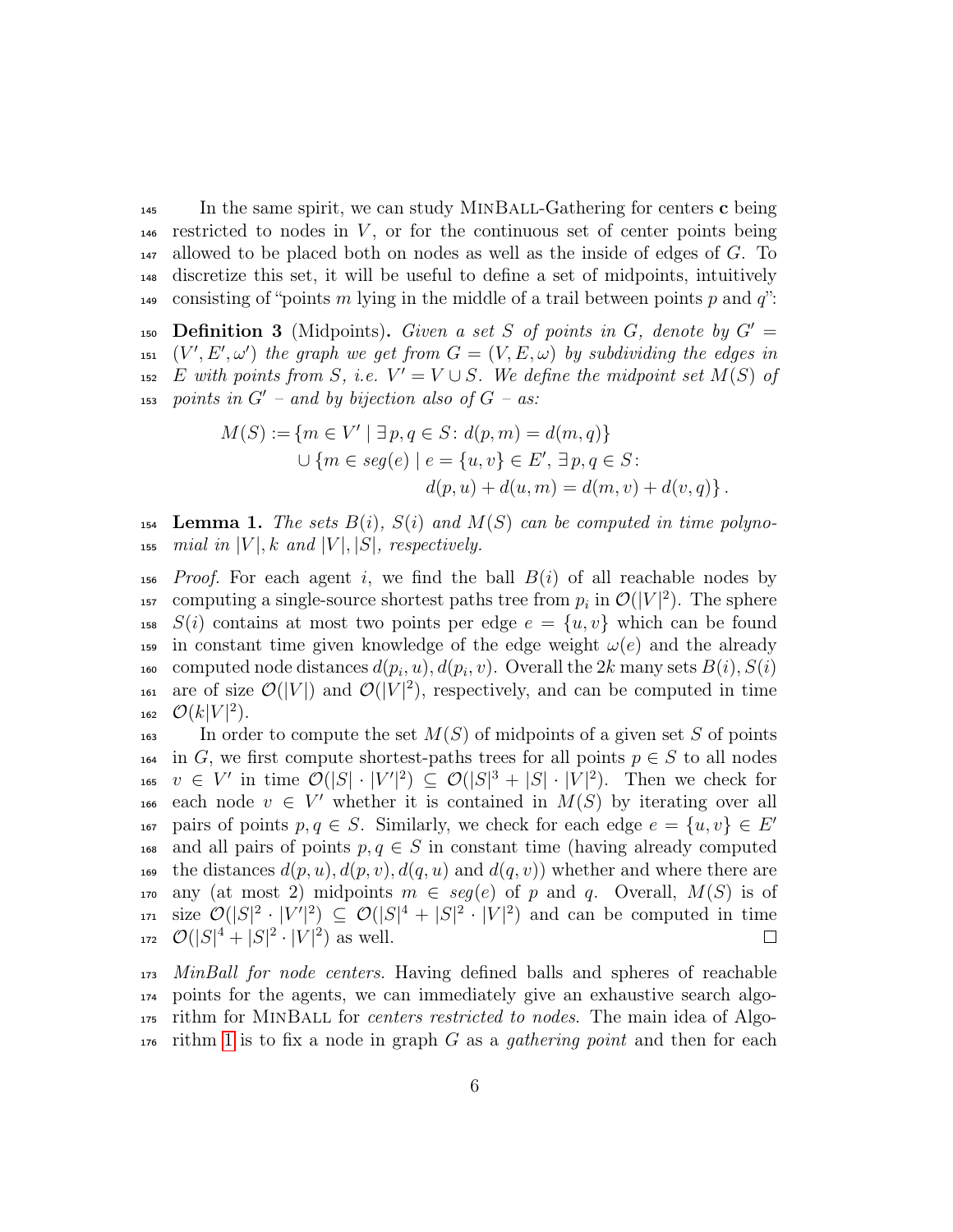In the same spirit, we can study MinBall-Gathering for centers **c** being restricted to nodes in $V$, or for the continuous set of center points being allowed to be placed both on nodes as well as the inside of edges of $G$. To discretize this set, it will be useful to define a set of midpoints, intuitively consisting of "points $m$ lying in the middle of a trail between points $p$ and $q$":

**Definition 3** (Midpoints)**.** *Given a set $S$ of points in $G$, denote by $G' = (V', E', \omega')$ the graph we get from $G = (V, E, \omega)$ by subdividing the edges in $E$ with points from $S$, i.e. $V' = V \cup S$. We define the midpoint set $M(S)$ of points in $G'$ – and by bijection also of $G$ – as:*

$$
\begin{aligned}
M(S) := &\{m \in V' \mid \exists p, q \in S \colon d(p, m) = d(m, q)\} \\
&\cup \{m \in seg(e) \mid e = \{u, v\} \in E', \exists p, q \in S \colon \\
&\qquad\qquad d(p, u) + d(u, m) = d(m, v) + d(v, q)\}\,.
\end{aligned}
$$

**Lemma 1.** *The sets $B(i)$, $S(i)$ and $M(S)$ can be computed in time polynomial in $|V|, k$ and $|V|, |S|$, respectively.*

*Proof.* For each agent $i$, we find the ball $B(i)$ of all reachable nodes by computing a single-source shortest paths tree from $p_i$ in $\mathcal{O}(|V|^2)$. The sphere $S(i)$ contains at most two points per edge $e = \{u, v\}$ which can be found in constant time given knowledge of the edge weight $\omega(e)$ and the already computed node distances $d(p_i, u), d(p_i, v)$. Overall the $2k$ many sets $B(i), S(i)$ are of size $\mathcal{O}(|V|)$ and $\mathcal{O}(|V|^2)$, respectively, and can be computed in time $\mathcal{O}(k|V|^2)$.

In order to compute the set $M(S)$ of midpoints of a given set $S$ of points in $G$, we first compute shortest-paths trees for all points $p \in S$ to all nodes $v \in V'$ in time $\mathcal{O}(|S| \cdot |V'|^2) \subseteq \mathcal{O}(|S|^3 + |S| \cdot |V|^2)$. Then we check for each node $v \in V'$ whether it is contained in $M(S)$ by iterating over all pairs of points $p, q \in S$. Similarly, we check for each edge $e = \{u, v\} \in E'$ and all pairs of points $p, q \in S$ in constant time (having already computed the distances $d(p, u), d(p, v), d(q, u)$ and $d(q, v)$) whether and where there are any (at most 2) midpoints $m \in seg(e)$ of $p$ and $q$. Overall, $M(S)$ is of size $\mathcal{O}(|S|^2 \cdot |V'|^2) \subseteq \mathcal{O}(|S|^4 + |S|^2 \cdot |V|^2)$ and can be computed in time $\mathcal{O}(|S|^4 + |S|^2 \cdot |V|^2)$ as well. ∎

*MinBall for node centers.* Having defined balls and spheres of reachable points for the agents, we can immediately give an exhaustive search algorithm for MinBall for *centers restricted to nodes*. The main idea of Algorithm 1 is to fix a node in graph $G$ as a *gathering point* and then for each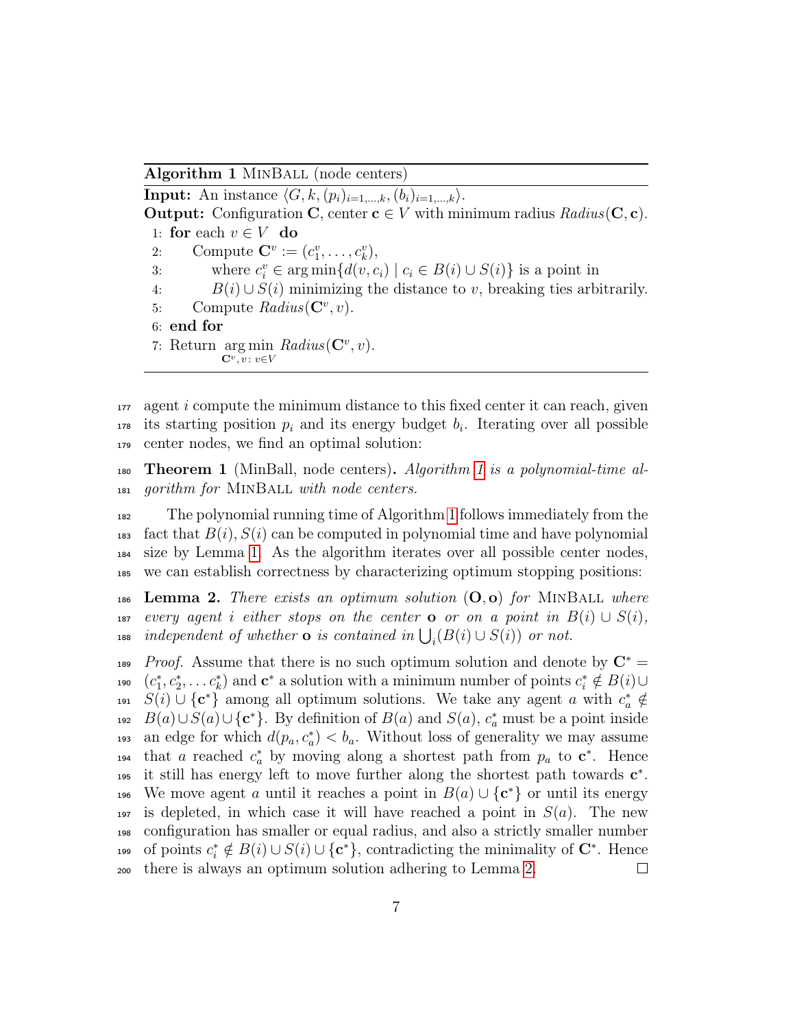**Algorithm 1** MinBall (node centers)

**Input:** An instance $\langle G, k, (p_i)_{i=1,\dots,k}, (b_i)_{i=1,\dots,k}\rangle$.

**Output:** Configuration $\mathbf{C}$, center $\mathbf{c} \in V$ with minimum radius $Radius(\mathbf{C}, \mathbf{c})$.

```
1: for each v ∈ V do
2:     Compute C^v := (c_1^v, ..., c_k^v),
3:         where c_i^v ∈ arg min{d(v, c_i) | c_i ∈ B(i) ∪ S(i)} is a point in
4:         B(i) ∪ S(i) minimizing the distance to v, breaking ties arbitrarily.
5:     Compute Radius(C^v, v).
6: end for
7: Return arg min_{C^v, v: v∈V} Radius(C^v, v).
```

agent $i$ compute the minimum distance to this fixed center it can reach, given its starting position $p_i$ and its energy budget $b_i$. Iterating over all possible center nodes, we find an optimal solution:

**Theorem 1** (MinBall, node centers)**.** *Algorithm 1 is a polynomial-time algorithm for* MinBall *with node centers.*

The polynomial running time of Algorithm 1 follows immediately from the fact that $B(i), S(i)$ can be computed in polynomial time and have polynomial size by Lemma 1. As the algorithm iterates over all possible center nodes, we can establish correctness by characterizing optimum stopping positions:

**Lemma 2.** *There exists an optimum solution* $(\mathbf{O}, \mathbf{o})$ *for* MinBall *where every agent $i$ either stops on the center* $\mathbf{o}$ *or on a point in* $B(i) \cup S(i)$*, independent of whether* $\mathbf{o}$ *is contained in* $\bigcup_i (B(i) \cup S(i))$ *or not.*

*Proof.* Assume that there is no such optimum solution and denote by $\mathbf{C}^* = (c_1^*, c_2^*, \dots c_k^*)$ and $\mathbf{c}^*$ a solution with a minimum number of points $c_i^* \notin B(i) \cup S(i) \cup \{\mathbf{c}^*\}$ among all optimum solutions. We take any agent $a$ with $c_a^* \notin B(a) \cup S(a) \cup \{\mathbf{c}^*\}$. By definition of $B(a)$ and $S(a)$, $c_a^*$ must be a point inside an edge for which $d(p_a, c_a^*) < b_a$. Without loss of generality we may assume that $a$ reached $c_a^*$ by moving along a shortest path from $p_a$ to $\mathbf{c}^*$. Hence it still has energy left to move further along the shortest path towards $\mathbf{c}^*$. We move agent $a$ until it reaches a point in $B(a) \cup \{\mathbf{c}^*\}$ or until its energy is depleted, in which case it will have reached a point in $S(a)$. The new configuration has smaller or equal radius, and also a strictly smaller number of points $c_i^* \notin B(i) \cup S(i) \cup \{\mathbf{c}^*\}$, contradicting the minimality of $\mathbf{C}^*$. Hence there is always an optimum solution adhering to Lemma 2. □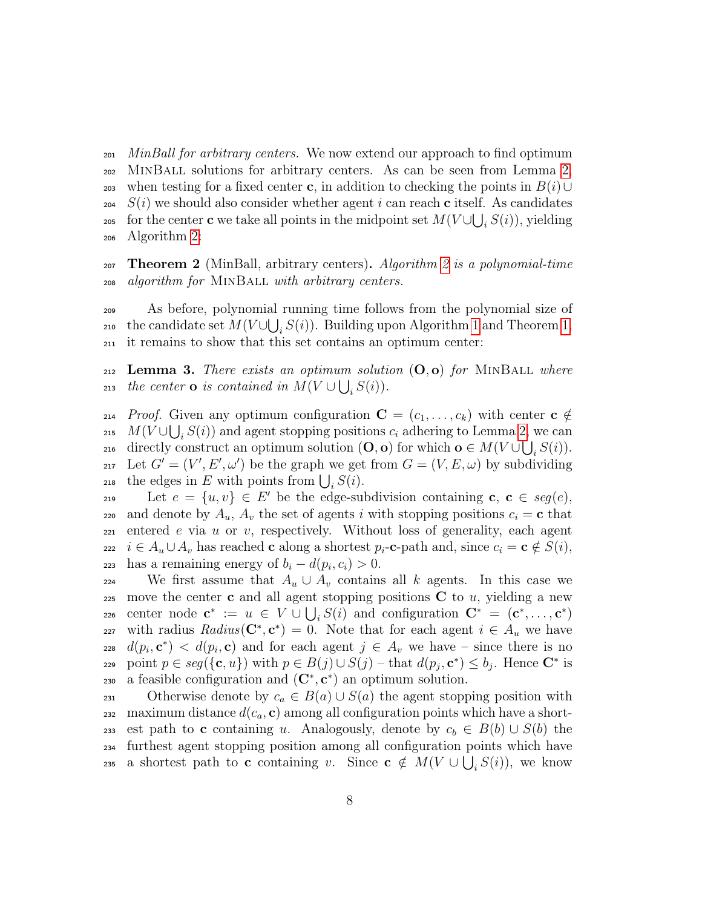*MinBall for arbitrary centers.* We now extend our approach to find optimum MinBall solutions for arbitrary centers. As can be seen from Lemma 2, when testing for a fixed center $\mathbf{c}$, in addition to checking the points in $B(i) \cup S(i)$ we should also consider whether agent $i$ can reach $\mathbf{c}$ itself. As candidates for the center $\mathbf{c}$ we take all points in the midpoint set $M(V \cup \bigcup_i S(i))$, yielding Algorithm 2:

**Theorem 2** (MinBall, arbitrary centers)**.** *Algorithm 2 is a polynomial-time algorithm for* MinBall *with arbitrary centers.*

As before, polynomial running time follows from the polynomial size of the candidate set $M(V \cup \bigcup_i S(i))$. Building upon Algorithm 1 and Theorem 1, it remains to show that this set contains an optimum center:

**Lemma 3.** *There exists an optimum solution* $(\mathbf{O}, \mathbf{o})$ *for* MinBall *where the center* $\mathbf{o}$ *is contained in* $M(V \cup \bigcup_i S(i))$.

*Proof.* Given any optimum configuration $\mathbf{C} = (c_1, \ldots, c_k)$ with center $\mathbf{c} \notin M(V \cup \bigcup_i S(i))$ and agent stopping positions $c_i$ adhering to Lemma 2, we can directly construct an optimum solution $(\mathbf{O}, \mathbf{o})$ for which $\mathbf{o} \in M(V \cup \bigcup_i S(i))$. Let $G' = (V', E', \omega')$ be the graph we get from $G = (V, E, \omega)$ by subdividing the edges in $E$ with points from $\bigcup_i S(i)$.

Let $e = \{u, v\} \in E'$ be the edge-subdivision containing $\mathbf{c}$, $\mathbf{c} \in seg(e)$, and denote by $A_u$, $A_v$ the set of agents $i$ with stopping positions $c_i = \mathbf{c}$ that entered $e$ via $u$ or $v$, respectively. Without loss of generality, each agent $i \in A_u \cup A_v$ has reached $\mathbf{c}$ along a shortest $p_i$-$\mathbf{c}$-path and, since $c_i = \mathbf{c} \notin S(i)$, has a remaining energy of $b_i - d(p_i, c_i) > 0$.

We first assume that $A_u \cup A_v$ contains all $k$ agents. In this case we move the center $\mathbf{c}$ and all agent stopping positions $\mathbf{C}$ to $u$, yielding a new center node $\mathbf{c}^* := u \in V \cup \bigcup_i S(i)$ and configuration $\mathbf{C}^* = (\mathbf{c}^*, \ldots, \mathbf{c}^*)$ with radius $Radius(\mathbf{C}^*, \mathbf{c}^*) = 0$. Note that for each agent $i \in A_u$ we have $d(p_i, \mathbf{c}^*) < d(p_i, \mathbf{c})$ and for each agent $j \in A_v$ we have – since there is no point $p \in seg(\{\mathbf{c}, u\})$ with $p \in B(j) \cup S(j)$ – that $d(p_j, \mathbf{c}^*) \leq b_j$. Hence $\mathbf{C}^*$ is a feasible configuration and $(\mathbf{C}^*, \mathbf{c}^*)$ an optimum solution.

Otherwise denote by $c_a \in B(a) \cup S(a)$ the agent stopping position with maximum distance $d(c_a, \mathbf{c})$ among all configuration points which have a shortest path to $\mathbf{c}$ containing $u$. Analogously, denote by $c_b \in B(b) \cup S(b)$ the furthest agent stopping position among all configuration points which have a shortest path to $\mathbf{c}$ containing $v$. Since $\mathbf{c} \notin M(V \cup \bigcup_i S(i))$, we know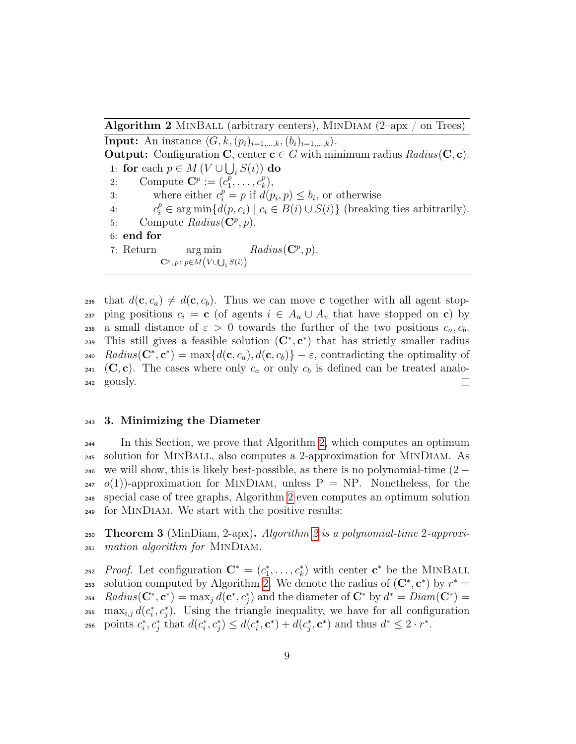**Algorithm 2** MinBall (arbitrary centers), MinDiam (2–apx / on Trees)

**Input:** An instance $\langle G, k, (p_i)_{i=1,\ldots,k}, (b_i)_{i=1,\ldots,k}\rangle$.

**Output:** Configuration $\mathbf{C}$, center $\mathbf{c} \in G$ with minimum radius $Radius(\mathbf{C}, \mathbf{c})$.

```
1: for each p ∈ M (V ∪ ⋃_i S(i)) do
2:     Compute C^p := (c_1^p, ..., c_k^p),
3:         where either c_i^p = p if d(p_i, p) ≤ b_i, or otherwise
4:         c_i^p ∈ arg min{d(p, c_i) | c_i ∈ B(i) ∪ S(i)} (breaking ties arbitrarily).
5:     Compute Radius(C^p, p).
6: end for
7: Return arg min_{C^p, p: p ∈ M(V ∪ ⋃_i S(i))} Radius(C^p, p).
```

that $d(\mathbf{c}, c_a) \neq d(\mathbf{c}, c_b)$. Thus we can move $\mathbf{c}$ together with all agent stopping positions $c_i = \mathbf{c}$ (of agents $i \in A_u \cup A_v$ that have stopped on $\mathbf{c}$) by a small distance of $\varepsilon > 0$ towards the further of the two positions $c_a, c_b$. This still gives a feasible solution $(\mathbf{C}^*, \mathbf{c}^*)$ that has strictly smaller radius $Radius(\mathbf{C}^*, \mathbf{c}^*) = \max\{d(\mathbf{c}, c_a), d(\mathbf{c}, c_b)\} - \varepsilon$, contradicting the optimality of $(\mathbf{C}, \mathbf{c})$. The cases where only $c_a$ or only $c_b$ is defined can be treated analogously. $\square$

## 3. Minimizing the Diameter

In this Section, we prove that Algorithm 2, which computes an optimum solution for MinBall, also computes a 2-approximation for MinDiam. As we will show, this is likely best-possible, as there is no polynomial-time $(2 - o(1))$-approximation for MinDiam, unless P = NP. Nonetheless, for the special case of tree graphs, Algorithm 2 even computes an optimum solution for MinDiam. We start with the positive results:

**Theorem 3** (MinDiam, 2-apx)**.** *Algorithm 2 is a polynomial-time 2-approximation algorithm for* MinDiam.

*Proof.* Let configuration $\mathbf{C}^* = (c_1^*, \ldots, c_k^*)$ with center $\mathbf{c}^*$ be the MinBall solution computed by Algorithm 2. We denote the radius of $(\mathbf{C}^*, \mathbf{c}^*)$ by $r^* = Radius(\mathbf{C}^*, \mathbf{c}^*) = \max_j d(\mathbf{c}^*, c_j^*)$ and the diameter of $\mathbf{C}^*$ by $d^* = Diam(\mathbf{C}^*) = \max_{i,j} d(c_i^*, c_j^*)$. Using the triangle inequality, we have for all configuration points $c_i^*, c_j^*$ that $d(c_i^*, c_j^*) \leq d(c_i^*, \mathbf{c}^*) + d(c_j^*, \mathbf{c}^*)$ and thus $d^* \leq 2 \cdot r^*$.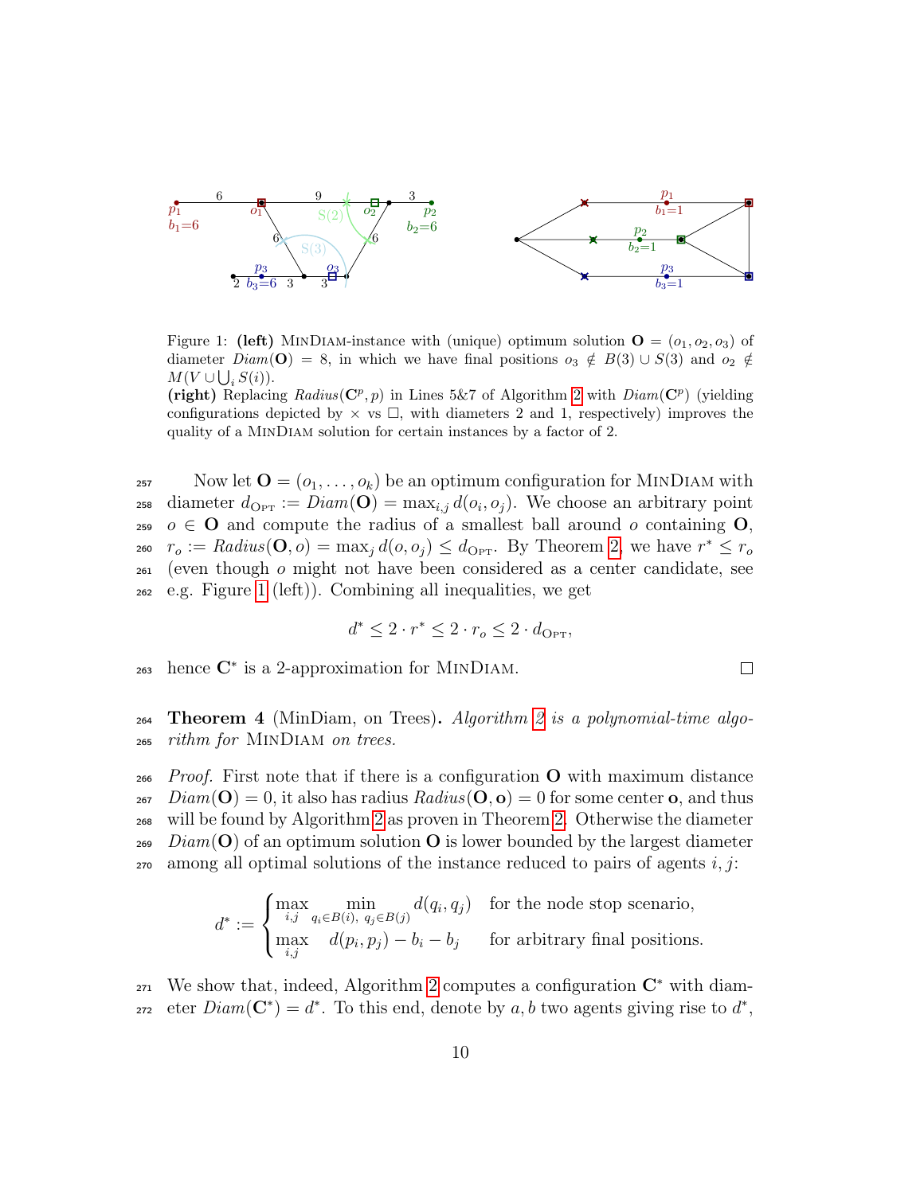Figure 1: **(left)** MinDiam-instance with (unique) optimum solution $\mathbf{O} = (o_1, o_2, o_3)$ of diameter $Diam(\mathbf{O}) = 8$, in which we have final positions $o_3 \notin B(3) \cup S(3)$ and $o_2 \notin M(V \cup \bigcup_i S(i))$.
**(right)** Replacing $Radius(\mathbf{C}^p, p)$ in Lines 5&7 of Algorithm 2 with $Diam(\mathbf{C}^p)$ (yielding configurations depicted by $\times$ vs $\square$, with diameters 2 and 1, respectively) improves the quality of a MinDiam solution for certain instances by a factor of 2.

Now let $\mathbf{O} = (o_1, \ldots, o_k)$ be an optimum configuration for MinDiam with diameter $d_{\text{OPT}} := Diam(\mathbf{O}) = \max_{i,j} d(o_i, o_j)$. We choose an arbitrary point $o \in \mathbf{O}$ and compute the radius of a smallest ball around $o$ containing $\mathbf{O}$, $r_o := Radius(\mathbf{O}, o) = \max_j d(o, o_j) \le d_{\text{OPT}}$. By Theorem 2, we have $r^* \le r_o$ (even though $o$ might not have been considered as a center candidate, see e.g. Figure 1 (left)). Combining all inequalities, we get

$$d^* \le 2 \cdot r^* \le 2 \cdot r_o \le 2 \cdot d_{\text{OPT}},$$

hence $\mathbf{C}^*$ is a 2-approximation for MinDiam. $\square$

**Theorem 4** (MinDiam, on Trees)**.** *Algorithm 2 is a polynomial-time algorithm for* MinDiam *on trees.*

*Proof.* First note that if there is a configuration $\mathbf{O}$ with maximum distance $Diam(\mathbf{O}) = 0$, it also has radius $Radius(\mathbf{O}, \mathbf{o}) = 0$ for some center $\mathbf{o}$, and thus will be found by Algorithm 2 as proven in Theorem 2. Otherwise the diameter $Diam(\mathbf{O})$ of an optimum solution $\mathbf{O}$ is lower bounded by the largest diameter among all optimal solutions of the instance reduced to pairs of agents $i, j$:

$$d^* := \begin{cases} \max\limits_{i,j} \min\limits_{q_i \in B(i),\ q_j \in B(j)} d(q_i, q_j) & \text{for the node stop scenario,} \\ \max\limits_{i,j} \quad d(p_i, p_j) - b_i - b_j & \text{for arbitrary final positions.} \end{cases}$$

We show that, indeed, Algorithm 2 computes a configuration $\mathbf{C}^*$ with diameter $Diam(\mathbf{C}^*) = d^*$. To this end, denote by $a, b$ two agents giving rise to $d^*$,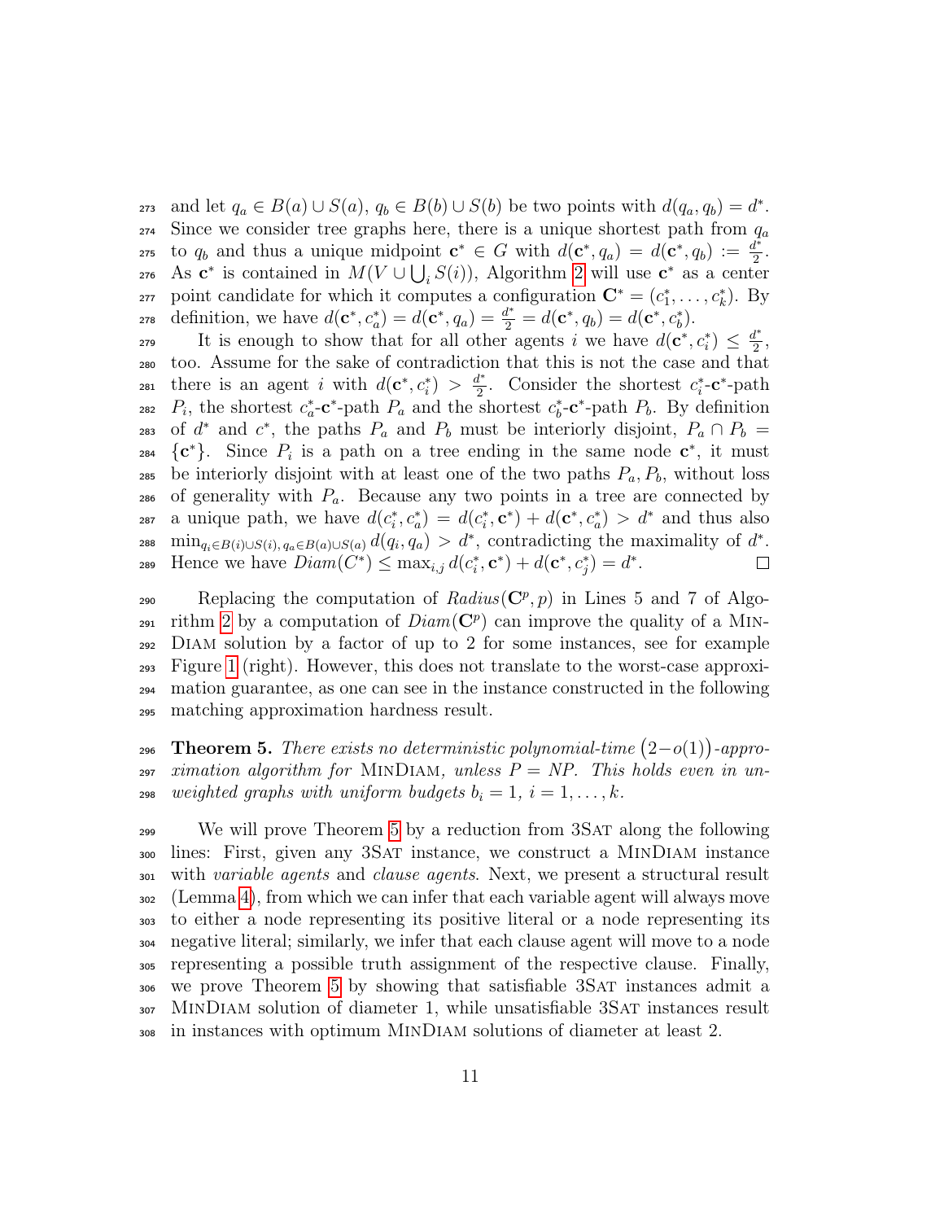and let $q_a \in B(a) \cup S(a)$, $q_b \in B(b) \cup S(b)$ be two points with $d(q_a, q_b) = d^*$. Since we consider tree graphs here, there is a unique shortest path from $q_a$ to $q_b$ and thus a unique midpoint $\mathbf{c}^* \in G$ with $d(\mathbf{c}^*, q_a) = d(\mathbf{c}^*, q_b) := \frac{d^*}{2}$. As $\mathbf{c}^*$ is contained in $M(V \cup \bigcup_i S(i))$, Algorithm 2 will use $\mathbf{c}^*$ as a center point candidate for which it computes a configuration $\mathbf{C}^* = (c_1^*, \ldots, c_k^*)$. By definition, we have $d(\mathbf{c}^*, c_a^*) = d(\mathbf{c}^*, q_a) = \frac{d^*}{2} = d(\mathbf{c}^*, q_b) = d(\mathbf{c}^*, c_b^*)$.

It is enough to show that for all other agents $i$ we have $d(\mathbf{c}^*, c_i^*) \leq \frac{d^*}{2}$, too. Assume for the sake of contradiction that this is not the case and that there is an agent $i$ with $d(\mathbf{c}^*, c_i^*) > \frac{d^*}{2}$. Consider the shortest $c_i^*$-$\mathbf{c}^*$-path $P_i$, the shortest $c_a^*$-$\mathbf{c}^*$-path $P_a$ and the shortest $c_b^*$-$\mathbf{c}^*$-path $P_b$. By definition of $d^*$ and $c^*$, the paths $P_a$ and $P_b$ must be interiorly disjoint, $P_a \cap P_b = \{\mathbf{c}^*\}$. Since $P_i$ is a path on a tree ending in the same node $\mathbf{c}^*$, it must be interiorly disjoint with at least one of the two paths $P_a, P_b$, without loss of generality with $P_a$. Because any two points in a tree are connected by a unique path, we have $d(c_i^*, c_a^*) = d(c_i^*, \mathbf{c}^*) + d(\mathbf{c}^*, c_a^*) > d^*$ and thus also $\min_{q_i \in B(i) \cup S(i),\, q_a \in B(a) \cup S(a)} d(q_i, q_a) > d^*$, contradicting the maximality of $d^*$. Hence we have $Diam(C^*) \leq \max_{i,j} d(c_i^*, \mathbf{c}^*) + d(\mathbf{c}^*, c_j^*) = d^*$. □

Replacing the computation of $Radius(\mathbf{C}^p, p)$ in Lines 5 and 7 of Algorithm 2 by a computation of $Diam(\mathbf{C}^p)$ can improve the quality of a MinDiam solution by a factor of up to 2 for some instances, see for example Figure 1 (right). However, this does not translate to the worst-case approximation guarantee, as one can see in the instance constructed in the following matching approximation hardness result.

**Theorem 5.** *There exists no deterministic polynomial-time $\big(2-o(1)\big)$-approximation algorithm for* MinDiam*, unless $P = NP$. This holds even in unweighted graphs with uniform budgets $b_i = 1$, $i = 1, \ldots, k$.*

We will prove Theorem 5 by a reduction from 3Sat along the following lines: First, given any 3Sat instance, we construct a MinDiam instance with *variable agents* and *clause agents*. Next, we present a structural result (Lemma 4), from which we can infer that each variable agent will always move to either a node representing its positive literal or a node representing its negative literal; similarly, we infer that each clause agent will move to a node representing a possible truth assignment of the respective clause. Finally, we prove Theorem 5 by showing that satisfiable 3Sat instances admit a MinDiam solution of diameter 1, while unsatisfiable 3Sat instances result in instances with optimum MinDiam solutions of diameter at least 2.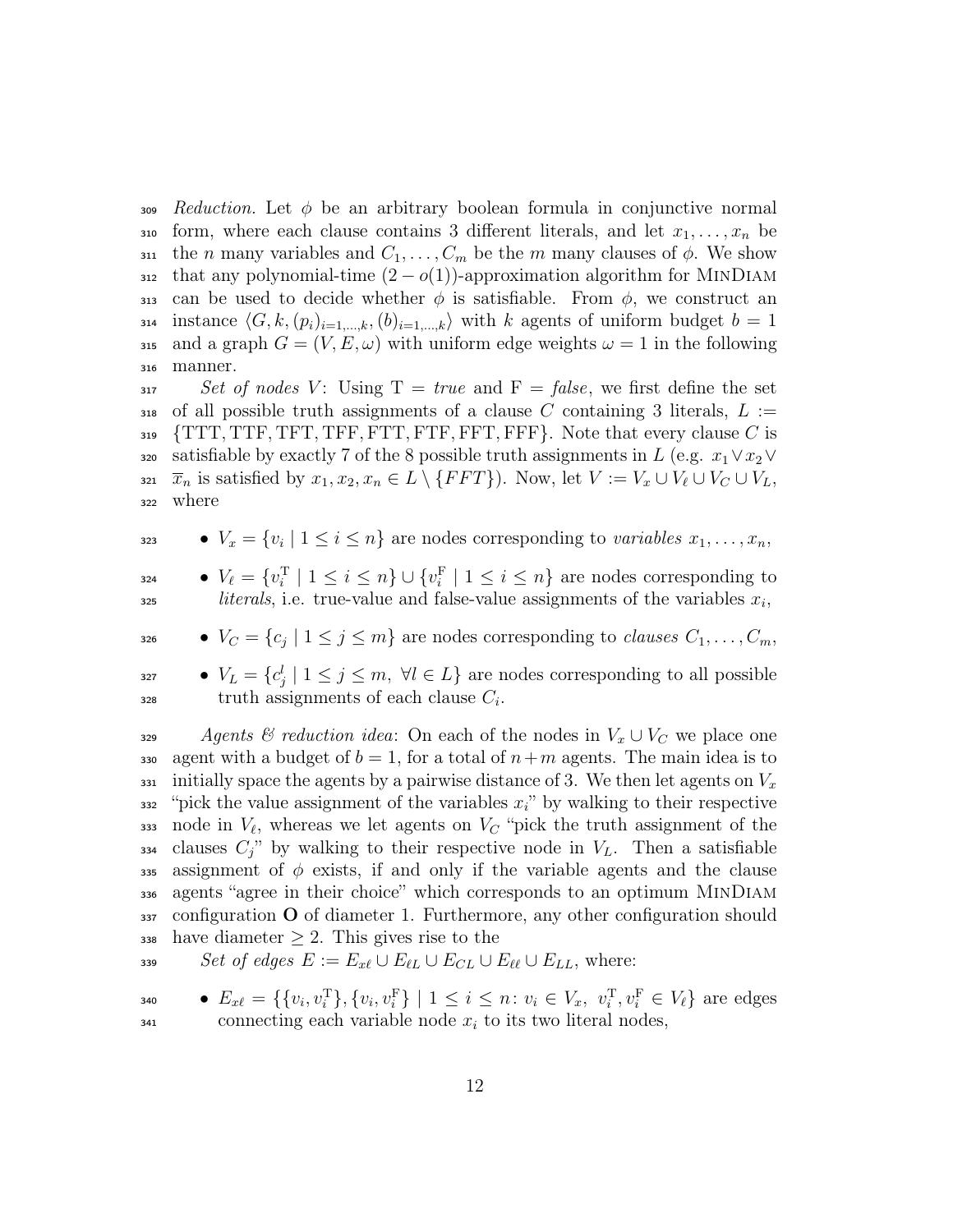*Reduction.* Let $\phi$ be an arbitrary boolean formula in conjunctive normal form, where each clause contains 3 different literals, and let $x_1, \ldots, x_n$ be the $n$ many variables and $C_1, \ldots, C_m$ be the $m$ many clauses of $\phi$. We show that any polynomial-time $(2 - o(1))$-approximation algorithm for MinDiam can be used to decide whether $\phi$ is satisfiable. From $\phi$, we construct an instance $\langle G, k, (p_i)_{i=1,\ldots,k}, (b)_{i=1,\ldots,k} \rangle$ with $k$ agents of uniform budget $b = 1$ and a graph $G = (V, E, \omega)$ with uniform edge weights $\omega = 1$ in the following manner.

*Set of nodes $V$*: Using $\mathrm{T} = \mathit{true}$ and $\mathrm{F} = \mathit{false}$, we first define the set of all possible truth assignments of a clause $C$ containing 3 literals, $L := \{\mathrm{TTT}, \mathrm{TTF}, \mathrm{TFT}, \mathrm{TFF}, \mathrm{FTT}, \mathrm{FTF}, \mathrm{FFT}, \mathrm{FFF}\}$. Note that every clause $C$ is satisfiable by exactly 7 of the 8 possible truth assignments in $L$ (e.g. $x_1 \vee x_2 \vee \overline{x}_n$ is satisfied by $x_1, x_2, x_n \in L \setminus \{FFT\}$). Now, let $V := V_x \cup V_\ell \cup V_C \cup V_L$, where

- $V_x = \{v_i \mid 1 \leq i \leq n\}$ are nodes corresponding to *variables* $x_1, \ldots, x_n$,
- $V_\ell = \{v_i^{\mathrm{T}} \mid 1 \leq i \leq n\} \cup \{v_i^{\mathrm{F}} \mid 1 \leq i \leq n\}$ are nodes corresponding to *literals*, i.e. true-value and false-value assignments of the variables $x_i$,
- $V_C = \{c_j \mid 1 \leq j \leq m\}$ are nodes corresponding to *clauses* $C_1, \ldots, C_m$,
- $V_L = \{c_j^l \mid 1 \leq j \leq m, \ \forall l \in L\}$ are nodes corresponding to all possible truth assignments of each clause $C_i$.

*Agents & reduction idea*: On each of the nodes in $V_x \cup V_C$ we place one agent with a budget of $b = 1$, for a total of $n + m$ agents. The main idea is to initially space the agents by a pairwise distance of 3. We then let agents on $V_x$ "pick the value assignment of the variables $x_i$" by walking to their respective node in $V_\ell$, whereas we let agents on $V_C$ "pick the truth assignment of the clauses $C_j$" by walking to their respective node in $V_L$. Then a satisfiable assignment of $\phi$ exists, if and only if the variable agents and the clause agents "agree in their choice" which corresponds to an optimum MinDiam configuration $\mathbf{O}$ of diameter 1. Furthermore, any other configuration should have diameter $\geq 2$. This gives rise to the

*Set of edges* $E := E_{x\ell} \cup E_{\ell L} \cup E_{CL} \cup E_{\ell\ell} \cup E_{LL}$, where:

- $E_{x\ell} = \{\{v_i, v_i^{\mathrm{T}}\}, \{v_i, v_i^{\mathrm{F}}\} \mid 1 \leq i \leq n \colon v_i \in V_x, \ v_i^{\mathrm{T}}, v_i^{\mathrm{F}} \in V_\ell\}$ are edges connecting each variable node $x_i$ to its two literal nodes,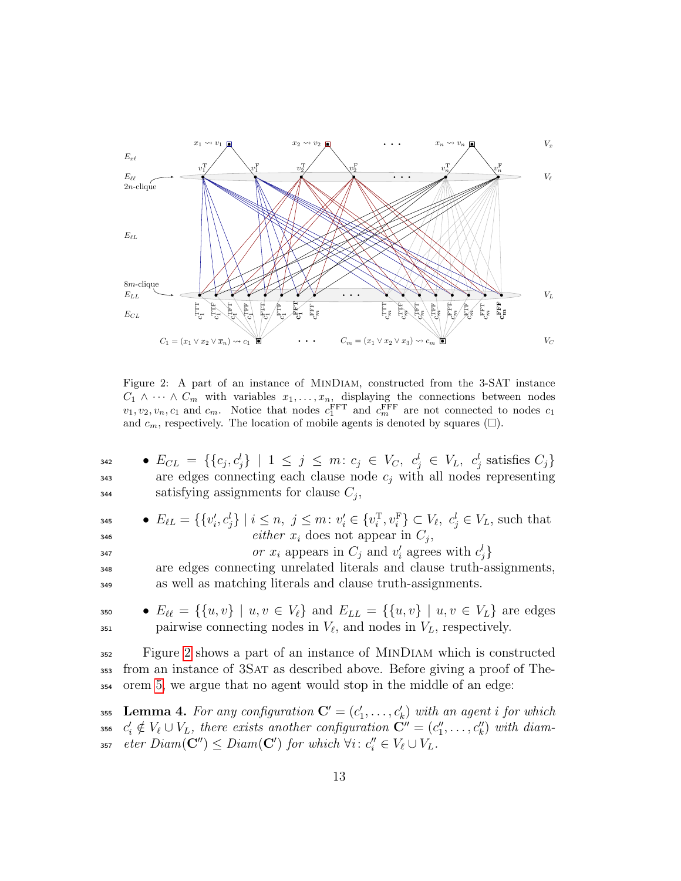Figure 2: A part of an instance of MinDiam, constructed from the 3-SAT instance $C_1 \wedge \cdots \wedge C_m$ with variables $x_1, \ldots, x_n$, displaying the connections between nodes $v_1, v_2, v_n, c_1$ and $c_m$. Notice that nodes $c_1^{\mathrm{FFT}}$ and $c_m^{\mathrm{FFF}}$ are not connected to nodes $c_1$ and $c_m$, respectively. The location of mobile agents is denoted by squares ($\Box$).

- $E_{CL} = \{\{c_j, c_j^l\} \mid 1 \le j \le m\colon c_j \in V_C,\ c_j^l \in V_L,\ c_j^l \text{ satisfies } C_j\}$ are edges connecting each clause node $c_j$ with all nodes representing satisfying assignments for clause $C_j$,

- $E_{\ell L} = \{\{v_i', c_j^l\} \mid i \le n,\ j \le m\colon v_i' \in \{v_i^{\mathrm{T}}, v_i^{\mathrm{F}}\} \subset V_\ell,\ c_j^l \in V_L$, such that *either* $x_i$ does not appear in $C_j$, *or* $x_i$ appears in $C_j$ and $v_i'$ agrees with $c_j^l\}$ are edges connecting unrelated literals and clause truth-assignments, as well as matching literals and clause truth-assignments.

- $E_{\ell\ell} = \{\{u, v\} \mid u, v \in V_\ell\}$ and $E_{LL} = \{\{u, v\} \mid u, v \in V_L\}$ are edges pairwise connecting nodes in $V_\ell$, and nodes in $V_L$, respectively.

Figure 2 shows a part of an instance of MinDiam which is constructed from an instance of 3Sat as described above. Before giving a proof of Theorem 5, we argue that no agent would stop in the middle of an edge:

**Lemma 4.** *For any configuration $\mathbf{C}' = (c_1', \ldots, c_k')$ with an agent $i$ for which $c_i' \notin V_\ell \cup V_L$, there exists another configuration $\mathbf{C}'' = (c_1'', \ldots, c_k'')$ with diameter $Diam(\mathbf{C}'') \le Diam(\mathbf{C}')$ for which $\forall i\colon c_i'' \in V_\ell \cup V_L$.*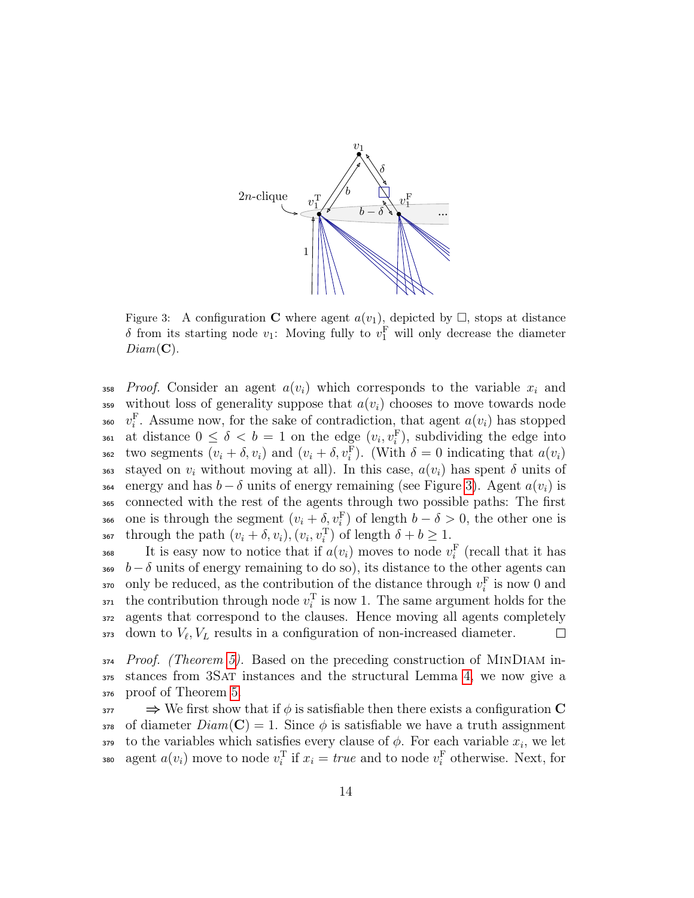Figure 3: A configuration $\mathbf{C}$ where agent $a(v_1)$, depicted by $\square$, stops at distance $\delta$ from its starting node $v_1$: Moving fully to $v_1^{\mathrm{F}}$ will only decrease the diameter $Diam(\mathbf{C})$.

*Proof.* Consider an agent $a(v_i)$ which corresponds to the variable $x_i$ and without loss of generality suppose that $a(v_i)$ chooses to move towards node $v_i^{\mathrm{F}}$. Assume now, for the sake of contradiction, that agent $a(v_i)$ has stopped at distance $0 \leq \delta < b = 1$ on the edge $(v_i, v_i^{\mathrm{F}})$, subdividing the edge into two segments $(v_i + \delta, v_i)$ and $(v_i + \delta, v_i^{\mathrm{F}})$. (With $\delta = 0$ indicating that $a(v_i)$ stayed on $v_i$ without moving at all). In this case, $a(v_i)$ has spent $\delta$ units of energy and has $b - \delta$ units of energy remaining (see Figure 3). Agent $a(v_i)$ is connected with the rest of the agents through two possible paths: The first one is through the segment $(v_i + \delta, v_i^{\mathrm{F}})$ of length $b - \delta > 0$, the other one is through the path $(v_i + \delta, v_i), (v_i, v_i^{\mathrm{T}})$ of length $\delta + b \geq 1$.

It is easy now to notice that if $a(v_i)$ moves to node $v_i^{\mathrm{F}}$ (recall that it has $b - \delta$ units of energy remaining to do so), its distance to the other agents can only be reduced, as the contribution of the distance through $v_i^{\mathrm{F}}$ is now 0 and the contribution through node $v_i^{\mathrm{T}}$ is now 1. The same argument holds for the agents that correspond to the clauses. Hence moving all agents completely down to $V_\ell, V_L$ results in a configuration of non-increased diameter. $\square$

*Proof. (Theorem 5).* Based on the preceding construction of MinDiam instances from 3Sat instances and the structural Lemma 4, we now give a proof of Theorem 5.

$\Rightarrow$ We first show that if $\phi$ is satisfiable then there exists a configuration $\mathbf{C}$ of diameter $Diam(\mathbf{C}) = 1$. Since $\phi$ is satisfiable we have a truth assignment to the variables which satisfies every clause of $\phi$. For each variable $x_i$, we let agent $a(v_i)$ move to node $v_i^{\mathrm{T}}$ if $x_i = \mathit{true}$ and to node $v_i^{\mathrm{F}}$ otherwise. Next, for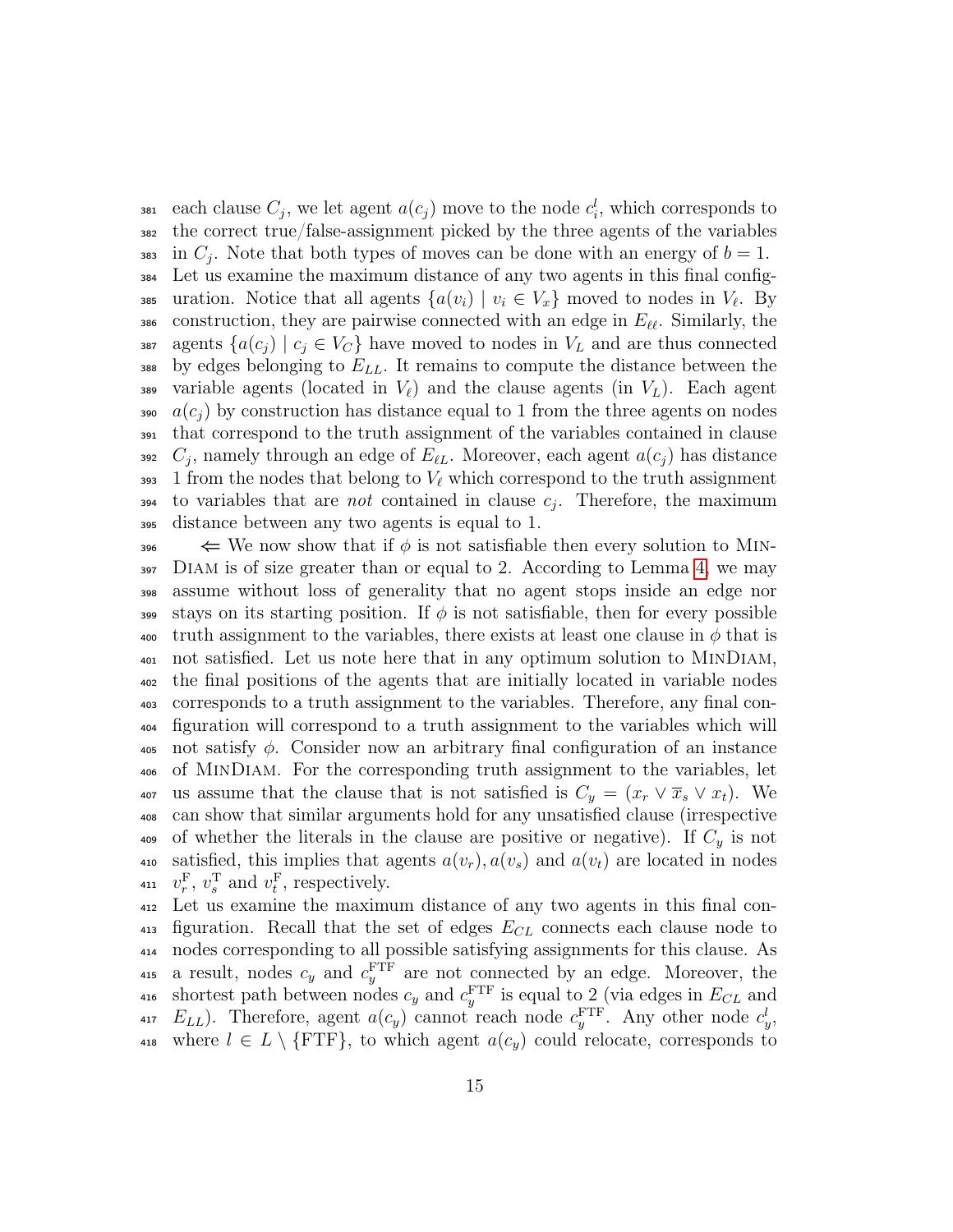each clause $C_j$, we let agent $a(c_j)$ move to the node $c_i^l$, which corresponds to the correct true/false-assignment picked by the three agents of the variables in $C_j$. Note that both types of moves can be done with an energy of $b = 1$. Let us examine the maximum distance of any two agents in this final configuration. Notice that all agents $\{a(v_i) \mid v_i \in V_x\}$ moved to nodes in $V_\ell$. By construction, they are pairwise connected with an edge in $E_{\ell\ell}$. Similarly, the agents $\{a(c_j) \mid c_j \in V_C\}$ have moved to nodes in $V_L$ and are thus connected by edges belonging to $E_{LL}$. It remains to compute the distance between the variable agents (located in $V_\ell$) and the clause agents (in $V_L$). Each agent $a(c_j)$ by construction has distance equal to 1 from the three agents on nodes that correspond to the truth assignment of the variables contained in clause $C_j$, namely through an edge of $E_{\ell L}$. Moreover, each agent $a(c_j)$ has distance 1 from the nodes that belong to $V_\ell$ which correspond to the truth assignment to variables that are *not* contained in clause $c_j$. Therefore, the maximum distance between any two agents is equal to 1.

$\Leftarrow$ We now show that if $\phi$ is not satisfiable then every solution to MinDiam is of size greater than or equal to 2. According to Lemma 4, we may assume without loss of generality that no agent stops inside an edge nor stays on its starting position. If $\phi$ is not satisfiable, then for every possible truth assignment to the variables, there exists at least one clause in $\phi$ that is not satisfied. Let us note here that in any optimum solution to MinDiam, the final positions of the agents that are initially located in variable nodes corresponds to a truth assignment to the variables. Therefore, any final configuration will correspond to a truth assignment to the variables which will not satisfy $\phi$. Consider now an arbitrary final configuration of an instance of MinDiam. For the corresponding truth assignment to the variables, let us assume that the clause that is not satisfied is $C_y = (x_r \vee \overline{x}_s \vee x_t)$. We can show that similar arguments hold for any unsatisfied clause (irrespective of whether the literals in the clause are positive or negative). If $C_y$ is not satisfied, this implies that agents $a(v_r), a(v_s)$ and $a(v_t)$ are located in nodes $v_r^{\mathrm{F}}$, $v_s^{\mathrm{T}}$ and $v_t^{\mathrm{F}}$, respectively.

Let us examine the maximum distance of any two agents in this final configuration. Recall that the set of edges $E_{CL}$ connects each clause node to nodes corresponding to all possible satisfying assignments for this clause. As a result, nodes $c_y$ and $c_y^{\mathrm{FTF}}$ are not connected by an edge. Moreover, the shortest path between nodes $c_y$ and $c_y^{\mathrm{FTF}}$ is equal to 2 (via edges in $E_{CL}$ and $E_{LL}$). Therefore, agent $a(c_y)$ cannot reach node $c_y^{\mathrm{FTF}}$. Any other node $c_y^l$, where $l \in L \setminus \{\mathrm{FTF}\}$, to which agent $a(c_y)$ could relocate, corresponds to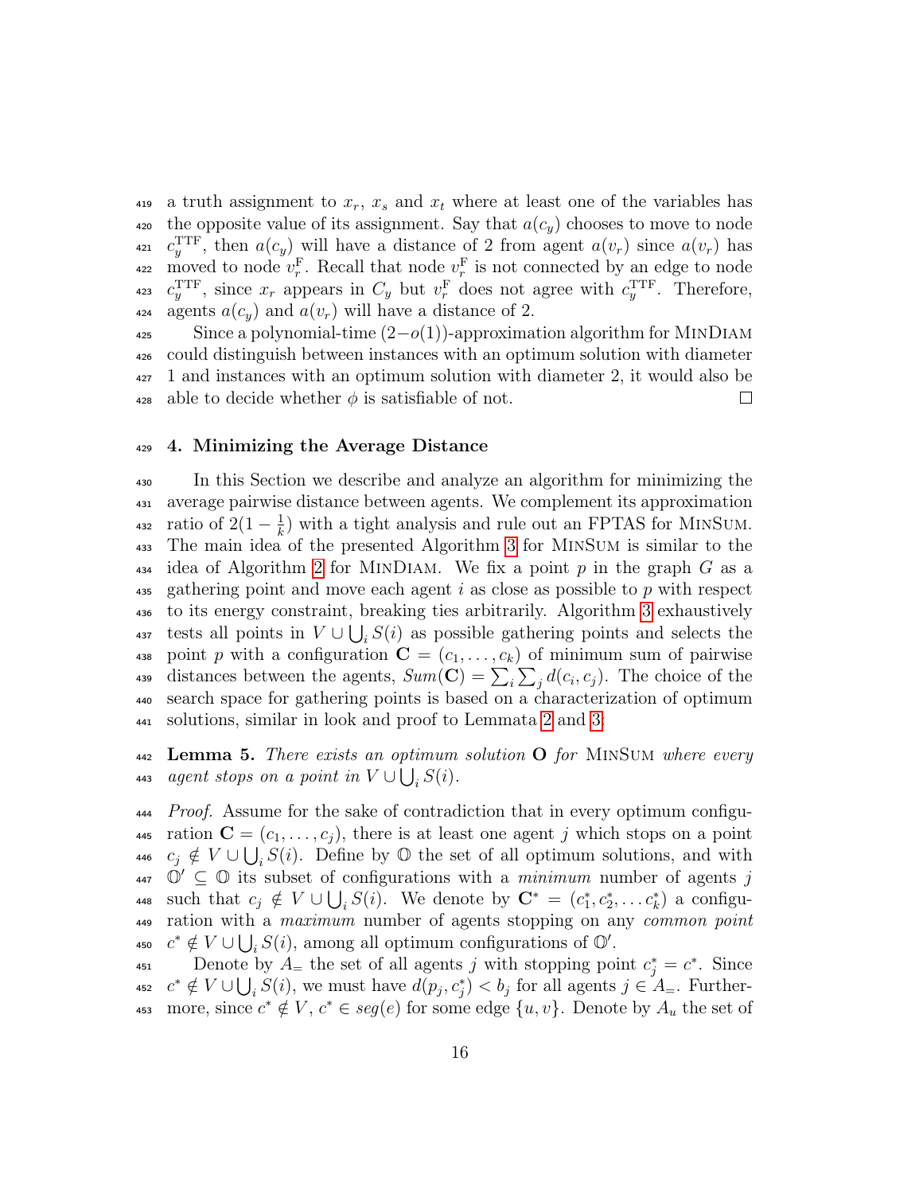a truth assignment to $x_r$, $x_s$ and $x_t$ where at least one of the variables has the opposite value of its assignment. Say that $a(c_y)$ chooses to move to node $c_y^{\mathrm{TTF}}$, then $a(c_y)$ will have a distance of 2 from agent $a(v_r)$ since $a(v_r)$ has moved to node $v_r^{\mathrm{F}}$. Recall that node $v_r^{\mathrm{F}}$ is not connected by an edge to node $c_y^{\mathrm{TTF}}$, since $x_r$ appears in $C_y$ but $v_r^{\mathrm{F}}$ does not agree with $c_y^{\mathrm{TTF}}$. Therefore, agents $a(c_y)$ and $a(v_r)$ will have a distance of 2.

Since a polynomial-time $(2-o(1))$-approximation algorithm for MinDiam could distinguish between instances with an optimum solution with diameter 1 and instances with an optimum solution with diameter 2, it would also be able to decide whether $\phi$ is satisfiable of not. ◻

## 4. Minimizing the Average Distance

In this Section we describe and analyze an algorithm for minimizing the average pairwise distance between agents. We complement its approximation ratio of $2(1-\frac{1}{k})$ with a tight analysis and rule out an FPTAS for MinSum. The main idea of the presented Algorithm 3 for MinSum is similar to the idea of Algorithm 2 for MinDiam. We fix a point $p$ in the graph $G$ as a gathering point and move each agent $i$ as close as possible to $p$ with respect to its energy constraint, breaking ties arbitrarily. Algorithm 3 exhaustively tests all points in $V \cup \bigcup_i S(i)$ as possible gathering points and selects the point $p$ with a configuration $\mathbf{C} = (c_1, \dots, c_k)$ of minimum sum of pairwise distances between the agents, $Sum(\mathbf{C}) = \sum_i \sum_j d(c_i, c_j)$. The choice of the search space for gathering points is based on a characterization of optimum solutions, similar in look and proof to Lemmata 2 and 3:

**Lemma 5.** *There exists an optimum solution* $\mathbf{O}$ *for* MinSum *where every agent stops on a point in* $V \cup \bigcup_i S(i)$.

*Proof.* Assume for the sake of contradiction that in every optimum configuration $\mathbf{C} = (c_1, \dots, c_j)$, there is at least one agent $j$ which stops on a point $c_j \notin V \cup \bigcup_i S(i)$. Define by $\mathbb{O}$ the set of all optimum solutions, and with $\mathbb{O}' \subseteq \mathbb{O}$ its subset of configurations with a *minimum* number of agents $j$ such that $c_j \notin V \cup \bigcup_i S(i)$. We denote by $\mathbf{C}^* = (c_1^*, c_2^*, \dots c_k^*)$ a configuration with a *maximum* number of agents stopping on any *common point* $c^* \notin V \cup \bigcup_i S(i)$, among all optimum configurations of $\mathbb{O}'$.

Denote by $A_=$ the set of all agents $j$ with stopping point $c_j^* = c^*$. Since $c^* \notin V \cup \bigcup_i S(i)$, we must have $d(p_j, c_j^*) < b_j$ for all agents $j \in A_=$. Furthermore, since $c^* \notin V$, $c^* \in seg(e)$ for some edge $\{u, v\}$. Denote by $A_u$ the set of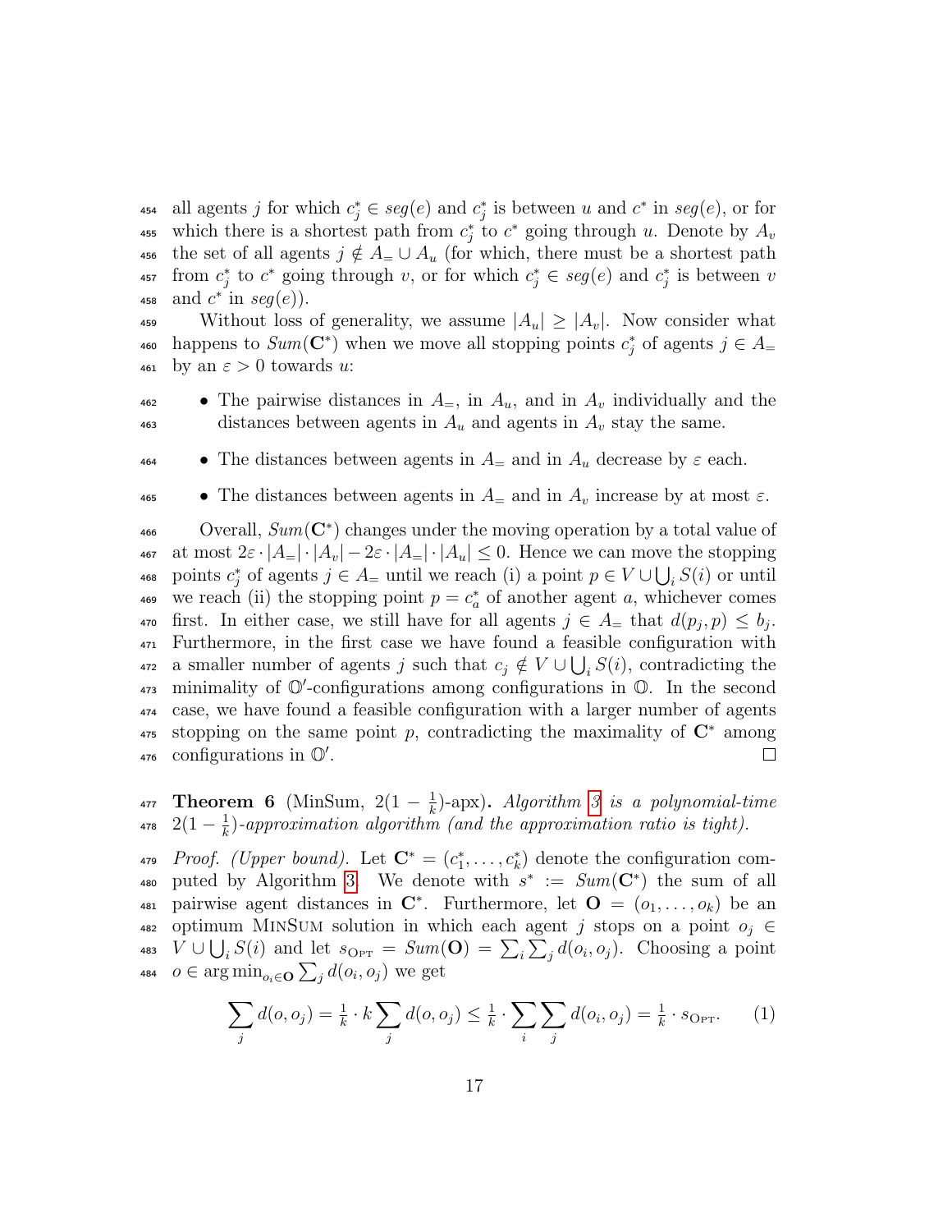all agents $j$ for which $c_j^* \in seg(e)$ and $c_j^*$ is between $u$ and $c^*$ in $seg(e)$, or for which there is a shortest path from $c_j^*$ to $c^*$ going through $u$. Denote by $A_v$ the set of all agents $j \notin A_= \cup A_u$ (for which, there must be a shortest path from $c_j^*$ to $c^*$ going through $v$, or for which $c_j^* \in seg(e)$ and $c_j^*$ is between $v$ and $c^*$ in $seg(e)$).

Without loss of generality, we assume $|A_u| \geq |A_v|$. Now consider what happens to $Sum(\mathbf{C}^*)$ when we move all stopping points $c_j^*$ of agents $j \in A_=$ by an $\varepsilon > 0$ towards $u$:

- The pairwise distances in $A_=$, in $A_u$, and in $A_v$ individually and the distances between agents in $A_u$ and agents in $A_v$ stay the same.
- The distances between agents in $A_=$ and in $A_u$ decrease by $\varepsilon$ each.
- The distances between agents in $A_=$ and in $A_v$ increase by at most $\varepsilon$.

Overall, $Sum(\mathbf{C}^*)$ changes under the moving operation by a total value of at most $2\varepsilon \cdot |A_=| \cdot |A_v| - 2\varepsilon \cdot |A_=| \cdot |A_u| \leq 0$. Hence we can move the stopping points $c_j^*$ of agents $j \in A_=$ until we reach (i) a point $p \in V \cup \bigcup_i S(i)$ or until we reach (ii) the stopping point $p = c_a^*$ of another agent $a$, whichever comes first. In either case, we still have for all agents $j \in A_=$ that $d(p_j, p) \leq b_j$. Furthermore, in the first case we have found a feasible configuration with a smaller number of agents $j$ such that $c_j \notin V \cup \bigcup_i S(i)$, contradicting the minimality of $\mathbb{O}'$-configurations among configurations in $\mathbb{O}$. In the second case, we have found a feasible configuration with a larger number of agents stopping on the same point $p$, contradicting the maximality of $\mathbf{C}^*$ among configurations in $\mathbb{O}'$. □

**Theorem 6** (MinSum, $2(1-\frac{1}{k})$-apx)**.** *Algorithm 3 is a polynomial-time $2(1-\frac{1}{k})$-approximation algorithm (and the approximation ratio is tight).*

*Proof. (Upper bound).* Let $\mathbf{C}^* = (c_1^*, \ldots, c_k^*)$ denote the configuration computed by Algorithm 3. We denote with $s^* := Sum(\mathbf{C}^*)$ the sum of all pairwise agent distances in $\mathbf{C}^*$. Furthermore, let $\mathbf{O} = (o_1, \ldots, o_k)$ be an optimum MinSum solution in which each agent $j$ stops on a point $o_j \in V \cup \bigcup_i S(i)$ and let $s_{\text{OPT}} = Sum(\mathbf{O}) = \sum_i \sum_j d(o_i, o_j)$. Choosing a point $o \in \arg\min_{o_i \in \mathbf{O}} \sum_j d(o_i, o_j)$ we get

$$\sum_j d(o, o_j) = \tfrac{1}{k} \cdot k \sum_j d(o, o_j) \leq \tfrac{1}{k} \cdot \sum_i \sum_j d(o_i, o_j) = \tfrac{1}{k} \cdot s_{\text{OPT}}. \qquad (1)$$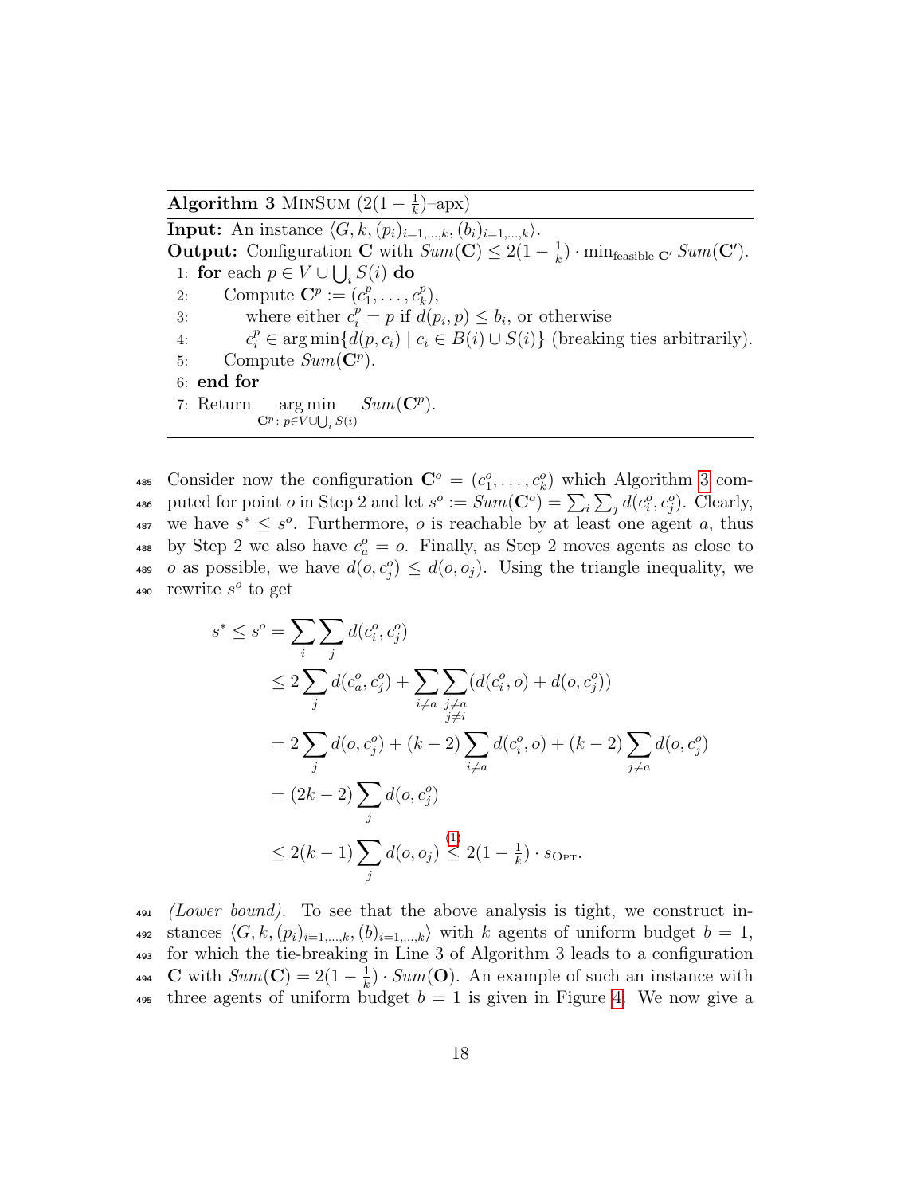**Algorithm 3** MinSum ($2(1-\frac{1}{k})$–apx)

**Input:** An instance $\langle G, k, (p_i)_{i=1,\dots,k}, (b_i)_{i=1,\dots,k}\rangle$.

**Output:** Configuration $\mathbf{C}$ with $Sum(\mathbf{C}) \le 2(1-\frac{1}{k}) \cdot \min_{\text{feasible } \mathbf{C}'} Sum(\mathbf{C}')$.

```
1: for each p ∈ V ∪ ⋃_i S(i) do
2:     Compute C^p := (c_1^p, ..., c_k^p),
3:         where either c_i^p = p if d(p_i, p) ≤ b_i, or otherwise
4:         c_i^p ∈ arg min{d(p, c_i) | c_i ∈ B(i) ∪ S(i)} (breaking ties arbitrarily).
5:     Compute Sum(C^p).
6: end for
7: Return arg min_{C^p : p ∈ V ∪ ⋃_i S(i)} Sum(C^p).
```

Consider now the configuration $\mathbf{C}^o = (c_1^o, \dots, c_k^o)$ which Algorithm 3 computed for point $o$ in Step 2 and let $s^o := Sum(\mathbf{C}^o) = \sum_i \sum_j d(c_i^o, c_j^o)$. Clearly, we have $s^* \le s^o$. Furthermore, $o$ is reachable by at least one agent $a$, thus by Step 2 we also have $c_a^o = o$. Finally, as Step 2 moves agents as close to $o$ as possible, we have $d(o, c_j^o) \le d(o, o_j)$. Using the triangle inequality, we rewrite $s^o$ to get

$$
\begin{aligned}
s^* \le s^o &= \sum_i \sum_j d(c_i^o, c_j^o) \\
&\le 2 \sum_j d(c_a^o, c_j^o) + \sum_{i \ne a} \sum_{\substack{j \ne a \\ j \ne i}} (d(c_i^o, o) + d(o, c_j^o)) \\
&= 2 \sum_j d(o, c_j^o) + (k-2) \sum_{i \ne a} d(c_i^o, o) + (k-2) \sum_{j \ne a} d(o, c_j^o) \\
&= (2k-2) \sum_j d(o, c_j^o) \\
&\le 2(k-1) \sum_j d(o, o_j) \overset{(1)}{\le} 2(1-\tfrac{1}{k}) \cdot s_{\text{Opt}}.
\end{aligned}
$$

*(Lower bound).* To see that the above analysis is tight, we construct instances $\langle G, k, (p_i)_{i=1,\dots,k}, (b)_{i=1,\dots,k}\rangle$ with $k$ agents of uniform budget $b = 1$, for which the tie-breaking in Line 3 of Algorithm 3 leads to a configuration $\mathbf{C}$ with $Sum(\mathbf{C}) = 2(1-\frac{1}{k}) \cdot Sum(\mathbf{O})$. An example of such an instance with three agents of uniform budget $b = 1$ is given in Figure 4. We now give a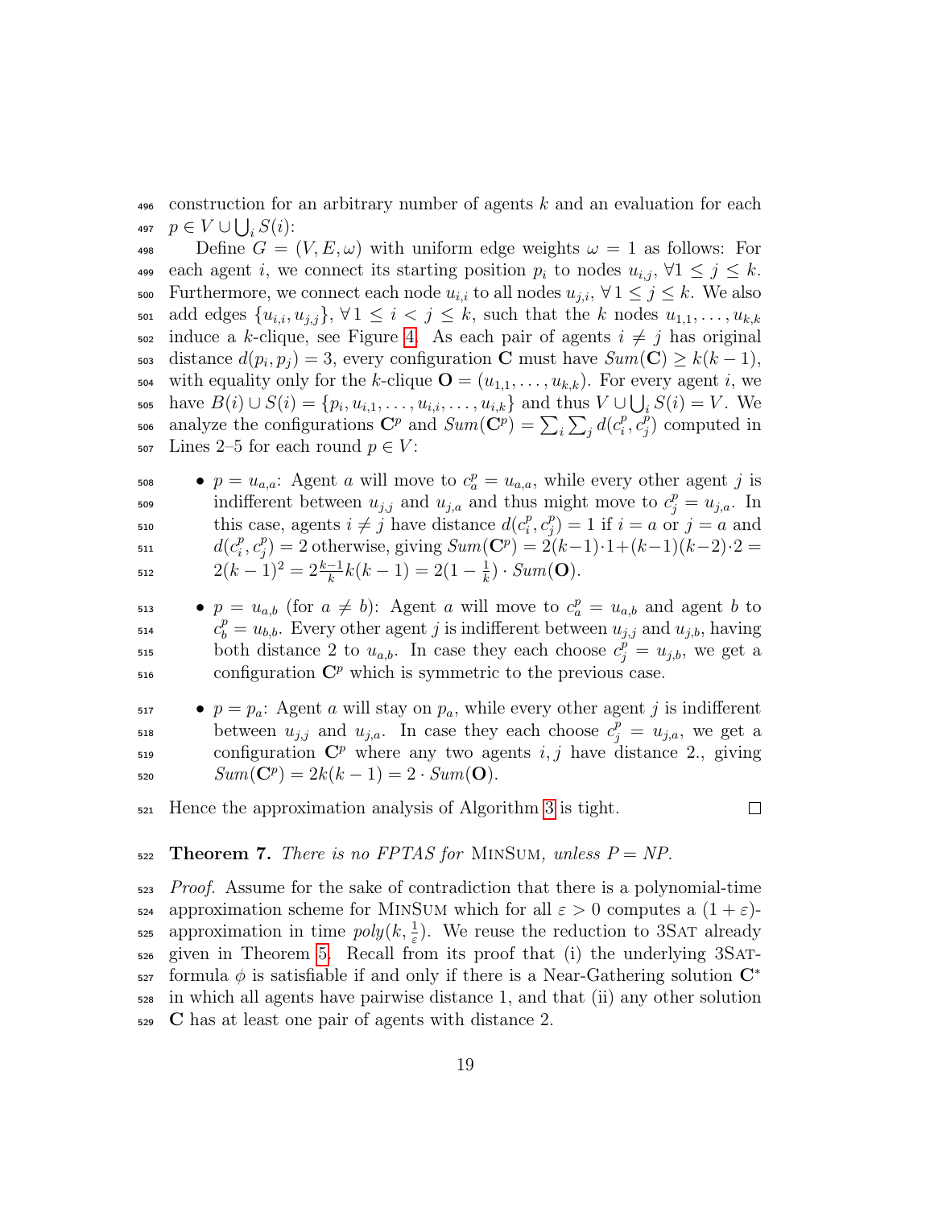construction for an arbitrary number of agents $k$ and an evaluation for each $p \in V \cup \bigcup_i S(i)$:

Define $G = (V, E, \omega)$ with uniform edge weights $\omega = 1$ as follows: For each agent $i$, we connect its starting position $p_i$ to nodes $u_{i,j}$, $\forall 1 \leq j \leq k$. Furthermore, we connect each node $u_{i,i}$ to all nodes $u_{j,i}$, $\forall 1 \leq j \leq k$. We also add edges $\{u_{i,i}, u_{j,j}\}$, $\forall 1 \leq i < j \leq k$, such that the $k$ nodes $u_{1,1}, \ldots, u_{k,k}$ induce a $k$-clique, see Figure 4. As each pair of agents $i \neq j$ has original distance $d(p_i, p_j) = 3$, every configuration $\mathbf{C}$ must have $Sum(\mathbf{C}) \geq k(k-1)$, with equality only for the $k$-clique $\mathbf{O} = (u_{1,1}, \ldots, u_{k,k})$. For every agent $i$, we have $B(i) \cup S(i) = \{p_i, u_{i,1}, \ldots, u_{i,i}, \ldots, u_{i,k}\}$ and thus $V \cup \bigcup_i S(i) = V$. We analyze the configurations $\mathbf{C}^p$ and $Sum(\mathbf{C}^p) = \sum_i \sum_j d(c_i^p, c_j^p)$ computed in Lines 2–5 for each round $p \in V$:

- $p = u_{a,a}$: Agent $a$ will move to $c_a^p = u_{a,a}$, while every other agent $j$ is indifferent between $u_{j,j}$ and $u_{j,a}$ and thus might move to $c_j^p = u_{j,a}$. In this case, agents $i \neq j$ have distance $d(c_i^p, c_j^p) = 1$ if $i = a$ or $j = a$ and $d(c_i^p, c_j^p) = 2$ otherwise, giving $Sum(\mathbf{C}^p) = 2(k-1)\cdot 1 + (k-1)(k-2)\cdot 2 = 2(k-1)^2 = 2\frac{k-1}{k}k(k-1) = 2(1-\frac{1}{k}) \cdot Sum(\mathbf{O})$.
- $p = u_{a,b}$ (for $a \neq b$): Agent $a$ will move to $c_a^p = u_{a,b}$ and agent $b$ to $c_b^p = u_{b,b}$. Every other agent $j$ is indifferent between $u_{j,j}$ and $u_{j,b}$, having both distance 2 to $u_{a,b}$. In case they each choose $c_j^p = u_{j,b}$, we get a configuration $\mathbf{C}^p$ which is symmetric to the previous case.
- $p = p_a$: Agent $a$ will stay on $p_a$, while every other agent $j$ is indifferent between $u_{j,j}$ and $u_{j,a}$. In case they each choose $c_j^p = u_{j,a}$, we get a configuration $\mathbf{C}^p$ where any two agents $i, j$ have distance 2., giving $Sum(\mathbf{C}^p) = 2k(k-1) = 2 \cdot Sum(\mathbf{O})$.

Hence the approximation analysis of Algorithm 3 is tight. ◻

**Theorem 7.** *There is no FPTAS for* MinSum*, unless P = NP.*

*Proof.* Assume for the sake of contradiction that there is a polynomial-time approximation scheme for MinSum which for all $\varepsilon > 0$ computes a $(1+\varepsilon)$-approximation in time $poly(k, \frac{1}{\varepsilon})$. We reuse the reduction to 3Sat already given in Theorem 5. Recall from its proof that (i) the underlying 3Sat-formula $\phi$ is satisfiable if and only if there is a Near-Gathering solution $\mathbf{C}^*$ in which all agents have pairwise distance 1, and that (ii) any other solution $\mathbf{C}$ has at least one pair of agents with distance 2.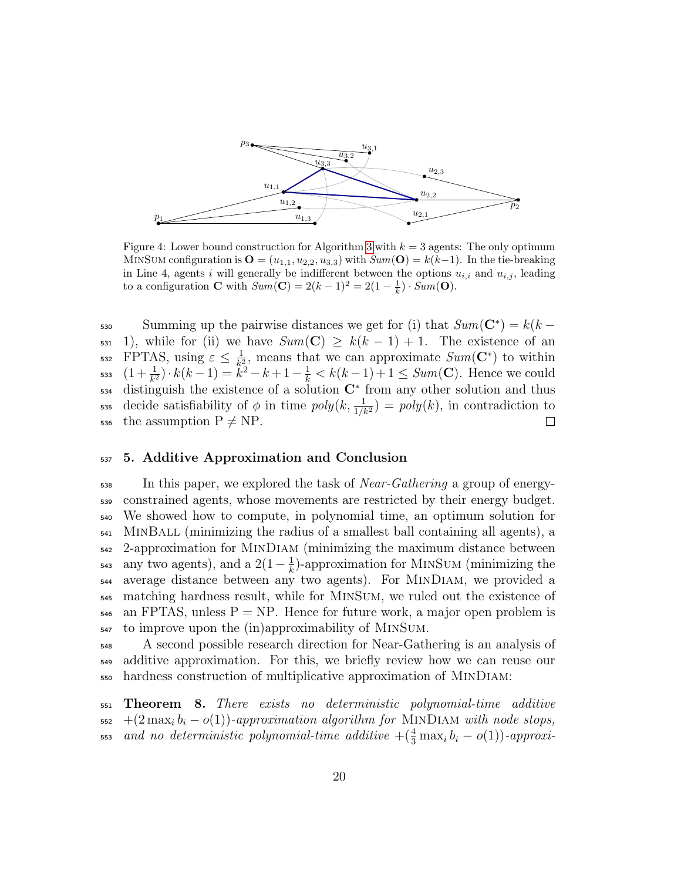Figure 4: Lower bound construction for Algorithm 3 with $k = 3$ agents: The only optimum MinSum configuration is $\mathbf{O} = (u_{1,1}, u_{2,2}, u_{3,3})$ with $Sum(\mathbf{O}) = k(k-1)$. In the tie-breaking in Line 4, agents $i$ will generally be indifferent between the options $u_{i,i}$ and $u_{i,j}$, leading to a configuration $\mathbf{C}$ with $Sum(\mathbf{C}) = 2(k-1)^2 = 2(1 - \frac{1}{k}) \cdot Sum(\mathbf{O})$.

Summing up the pairwise distances we get for (i) that $Sum(\mathbf{C}^*) = k(k-1)$, while for (ii) we have $Sum(\mathbf{C}) \geq k(k-1)+1$. The existence of an FPTAS, using $\varepsilon \leq \frac{1}{k^2}$, means that we can approximate $Sum(\mathbf{C}^*)$ to within $(1+\frac{1}{k^2}) \cdot k(k-1) = k^2 - k + 1 - \frac{1}{k} < k(k-1)+1 \leq Sum(\mathbf{C})$. Hence we could distinguish the existence of a solution $\mathbf{C}^*$ from any other solution and thus decide satisfiability of $\phi$ in time $poly(k, \frac{1}{1/k^2}) = poly(k)$, in contradiction to the assumption P $\neq$ NP. □

## 5. Additive Approximation and Conclusion

In this paper, we explored the task of *Near-Gathering* a group of energy-constrained agents, whose movements are restricted by their energy budget. We showed how to compute, in polynomial time, an optimum solution for MinBall (minimizing the radius of a smallest ball containing all agents), a 2-approximation for MinDiam (minimizing the maximum distance between any two agents), and a $2(1-\frac{1}{k})$-approximation for MinSum (minimizing the average distance between any two agents). For MinDiam, we provided a matching hardness result, while for MinSum, we ruled out the existence of an FPTAS, unless P = NP. Hence for future work, a major open problem is to improve upon the (in)approximability of MinSum.

A second possible research direction for Near-Gathering is an analysis of additive approximation. For this, we briefly review how we can reuse our hardness construction of multiplicative approximation of MinDiam:

**Theorem 8.** *There exists no deterministic polynomial-time additive $+(2\max_i b_i - o(1))$-approximation algorithm for* MinDiam *with node stops, and no deterministic polynomial-time additive $+(\frac{4}{3}\max_i b_i - o(1))$-approxi-*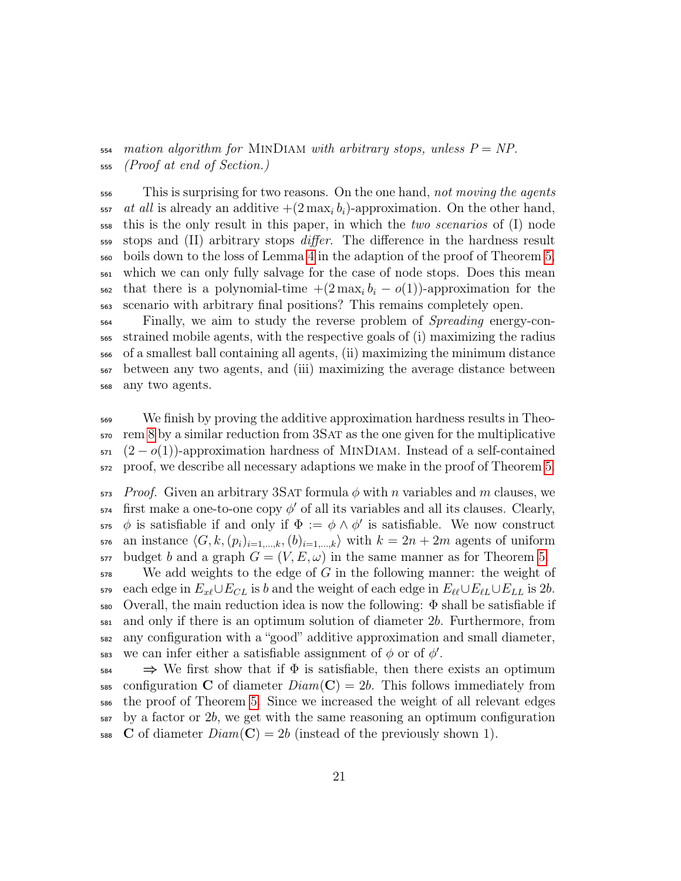*mation algorithm for* MinDiam *with arbitrary stops, unless P = NP.* *(Proof at end of Section.)*

This is surprising for two reasons. On the one hand, *not moving the agents at all* is already an additive $+(2\max_i b_i)$-approximation. On the other hand, this is the only result in this paper, in which the *two scenarios* of (I) node stops and (II) arbitrary stops *differ*. The difference in the hardness result boils down to the loss of Lemma 4 in the adaption of the proof of Theorem 5, which we can only fully salvage for the case of node stops. Does this mean that there is a polynomial-time $+(2\max_i b_i - o(1))$-approximation for the scenario with arbitrary final positions? This remains completely open.

Finally, we aim to study the reverse problem of *Spreading* energy-constrained mobile agents, with the respective goals of (i) maximizing the radius of a smallest ball containing all agents, (ii) maximizing the minimum distance between any two agents, and (iii) maximizing the average distance between any two agents.

We finish by proving the additive approximation hardness results in Theorem 8 by a similar reduction from 3Sat as the one given for the multiplicative $(2 - o(1))$-approximation hardness of MinDiam. Instead of a self-contained proof, we describe all necessary adaptions we make in the proof of Theorem 5.

*Proof.* Given an arbitrary 3Sat formula $\phi$ with $n$ variables and $m$ clauses, we first make a one-to-one copy $\phi'$ of all its variables and all its clauses. Clearly, $\phi$ is satisfiable if and only if $\Phi := \phi \wedge \phi'$ is satisfiable. We now construct an instance $\langle G, k, (p_i)_{i=1,\dots,k}, (b)_{i=1,\dots,k}\rangle$ with $k = 2n + 2m$ agents of uniform budget $b$ and a graph $G = (V, E, \omega)$ in the same manner as for Theorem 5.

We add weights to the edge of $G$ in the following manner: the weight of each edge in $E_{x\ell} \cup E_{CL}$ is $b$ and the weight of each edge in $E_{\ell\ell} \cup E_{\ell L} \cup E_{LL}$ is $2b$. Overall, the main reduction idea is now the following: $\Phi$ shall be satisfiable if and only if there is an optimum solution of diameter $2b$. Furthermore, from any configuration with a "good" additive approximation and small diameter, we can infer either a satisfiable assignment of $\phi$ or of $\phi'$.

$\Rightarrow$ We first show that if $\Phi$ is satisfiable, then there exists an optimum configuration $\mathbf{C}$ of diameter $Diam(\mathbf{C}) = 2b$. This follows immediately from the proof of Theorem 5. Since we increased the weight of all relevant edges by a factor or $2b$, we get with the same reasoning an optimum configuration $\mathbf{C}$ of diameter $Diam(\mathbf{C}) = 2b$ (instead of the previously shown 1).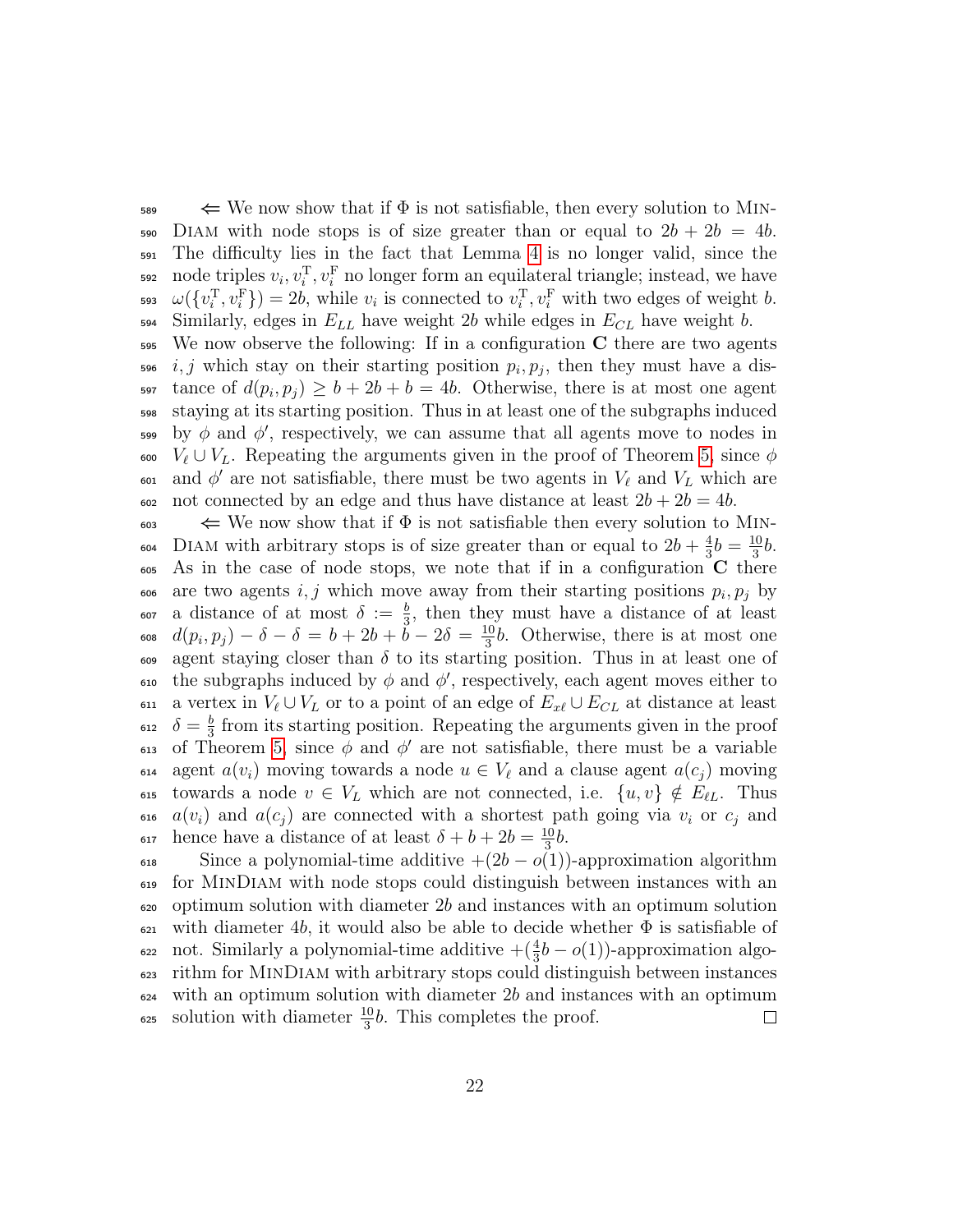$\Leftarrow$ We now show that if $\Phi$ is not satisfiable, then every solution to MinDiam with node stops is of size greater than or equal to $2b + 2b = 4b$. The difficulty lies in the fact that Lemma 4 is no longer valid, since the node triples $v_i, v_i^{\mathrm{T}}, v_i^{\mathrm{F}}$ no longer form an equilateral triangle; instead, we have $\omega(\{v_i^{\mathrm{T}}, v_i^{\mathrm{F}}\}) = 2b$, while $v_i$ is connected to $v_i^{\mathrm{T}}, v_i^{\mathrm{F}}$ with two edges of weight $b$. Similarly, edges in $E_{LL}$ have weight $2b$ while edges in $E_{CL}$ have weight $b$. We now observe the following: If in a configuration $\mathbf{C}$ there are two agents $i, j$ which stay on their starting position $p_i, p_j$, then they must have a distance of $d(p_i, p_j) \geq b + 2b + b = 4b$. Otherwise, there is at most one agent staying at its starting position. Thus in at least one of the subgraphs induced by $\phi$ and $\phi'$, respectively, we can assume that all agents move to nodes in $V_\ell \cup V_L$. Repeating the arguments given in the proof of Theorem 5, since $\phi$ and $\phi'$ are not satisfiable, there must be two agents in $V_\ell$ and $V_L$ which are not connected by an edge and thus have distance at least $2b + 2b = 4b$.

$\Leftarrow$ We now show that if $\Phi$ is not satisfiable then every solution to MinDiam with arbitrary stops is of size greater than or equal to $2b + \frac{4}{3}b = \frac{10}{3}b$. As in the case of node stops, we note that if in a configuration $\mathbf{C}$ there are two agents $i, j$ which move away from their starting positions $p_i, p_j$ by a distance of at most $\delta := \frac{b}{3}$, then they must have a distance of at least $d(p_i, p_j) - \delta - \delta = b + 2b + b - 2\delta = \frac{10}{3}b$. Otherwise, there is at most one agent staying closer than $\delta$ to its starting position. Thus in at least one of the subgraphs induced by $\phi$ and $\phi'$, respectively, each agent moves either to a vertex in $V_\ell \cup V_L$ or to a point of an edge of $E_{x\ell} \cup E_{CL}$ at distance at least $\delta = \frac{b}{3}$ from its starting position. Repeating the arguments given in the proof of Theorem 5, since $\phi$ and $\phi'$ are not satisfiable, there must be a variable agent $a(v_i)$ moving towards a node $u \in V_\ell$ and a clause agent $a(c_j)$ moving towards a node $v \in V_L$ which are not connected, i.e. $\{u, v\} \notin E_{\ell L}$. Thus $a(v_i)$ and $a(c_j)$ are connected with a shortest path going via $v_i$ or $c_j$ and hence have a distance of at least $\delta + b + 2b = \frac{10}{3}b$.

Since a polynomial-time additive $+(2b - o(1))$-approximation algorithm for MinDiam with node stops could distinguish between instances with an optimum solution with diameter $2b$ and instances with an optimum solution with diameter $4b$, it would also be able to decide whether $\Phi$ is satisfiable of not. Similarly a polynomial-time additive $+(\frac{4}{3}b - o(1))$-approximation algorithm for MinDiam with arbitrary stops could distinguish between instances with an optimum solution with diameter $2b$ and instances with an optimum solution with diameter $\frac{10}{3}b$. This completes the proof. $\square$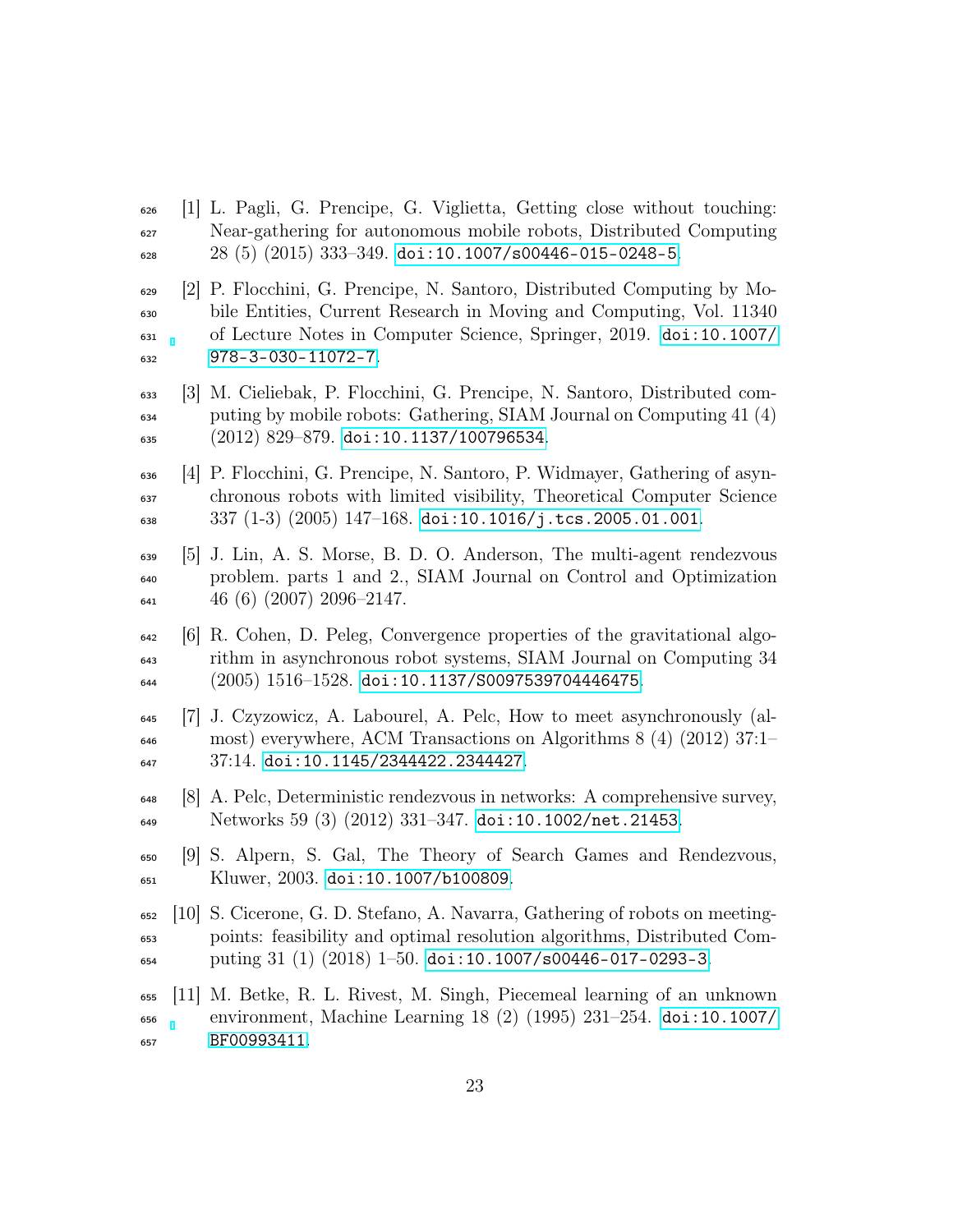[1] L. Pagli, G. Prencipe, G. Viglietta, Getting close without touching: Near-gathering for autonomous mobile robots, Distributed Computing 28 (5) (2015) 333–349. doi:10.1007/s00446-015-0248-5.

[2] P. Flocchini, G. Prencipe, N. Santoro, Distributed Computing by Mobile Entities, Current Research in Moving and Computing, Vol. 11340 of Lecture Notes in Computer Science, Springer, 2019. doi:10.1007/978-3-030-11072-7.

[3] M. Cieliebak, P. Flocchini, G. Prencipe, N. Santoro, Distributed computing by mobile robots: Gathering, SIAM Journal on Computing 41 (4) (2012) 829–879. doi:10.1137/100796534.

[4] P. Flocchini, G. Prencipe, N. Santoro, P. Widmayer, Gathering of asynchronous robots with limited visibility, Theoretical Computer Science 337 (1-3) (2005) 147–168. doi:10.1016/j.tcs.2005.01.001.

[5] J. Lin, A. S. Morse, B. D. O. Anderson, The multi-agent rendezvous problem. parts 1 and 2., SIAM Journal on Control and Optimization 46 (6) (2007) 2096–2147.

[6] R. Cohen, D. Peleg, Convergence properties of the gravitational algorithm in asynchronous robot systems, SIAM Journal on Computing 34 (2005) 1516–1528. doi:10.1137/S0097539704446475.

[7] J. Czyzowicz, A. Labourel, A. Pelc, How to meet asynchronously (almost) everywhere, ACM Transactions on Algorithms 8 (4) (2012) 37:1–37:14. doi:10.1145/2344422.2344427.

[8] A. Pelc, Deterministic rendezvous in networks: A comprehensive survey, Networks 59 (3) (2012) 331–347. doi:10.1002/net.21453.

[9] S. Alpern, S. Gal, The Theory of Search Games and Rendezvous, Kluwer, 2003. doi:10.1007/b100809.

[10] S. Cicerone, G. D. Stefano, A. Navarra, Gathering of robots on meeting-points: feasibility and optimal resolution algorithms, Distributed Computing 31 (1) (2018) 1–50. doi:10.1007/s00446-017-0293-3.

[11] M. Betke, R. L. Rivest, M. Singh, Piecemeal learning of an unknown environment, Machine Learning 18 (2) (1995) 231–254. doi:10.1007/BF00993411.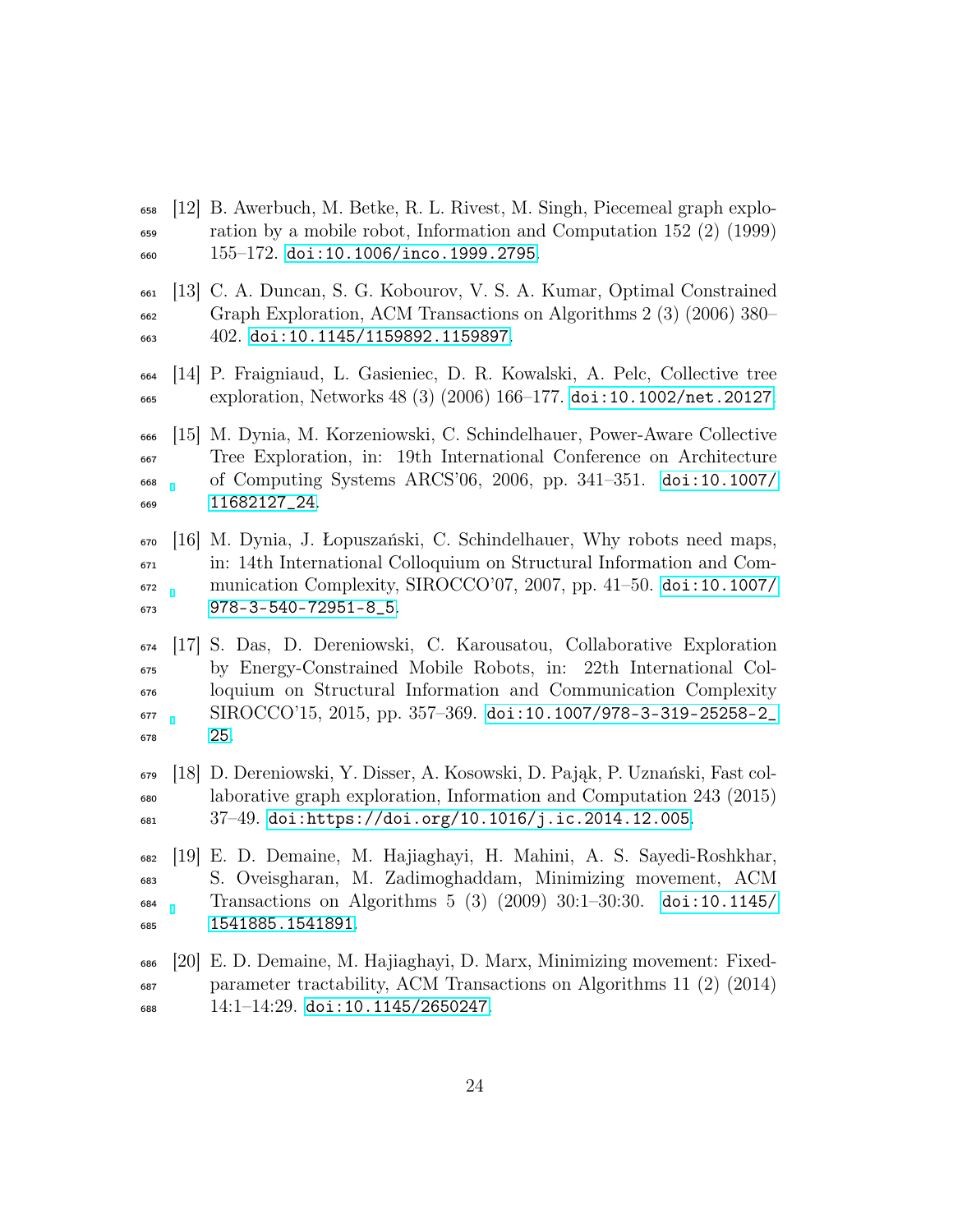[12] B. Awerbuch, M. Betke, R. L. Rivest, M. Singh, Piecemeal graph exploration by a mobile robot, Information and Computation 152 (2) (1999) 155–172. doi:10.1006/inco.1999.2795.

[13] C. A. Duncan, S. G. Kobourov, V. S. A. Kumar, Optimal Constrained Graph Exploration, ACM Transactions on Algorithms 2 (3) (2006) 380–402. doi:10.1145/1159892.1159897.

[14] P. Fraigniaud, L. Gasieniec, D. R. Kowalski, A. Pelc, Collective tree exploration, Networks 48 (3) (2006) 166–177. doi:10.1002/net.20127.

[15] M. Dynia, M. Korzeniowski, C. Schindelhauer, Power-Aware Collective Tree Exploration, in: 19th International Conference on Architecture of Computing Systems ARCS'06, 2006, pp. 341–351. doi:10.1007/11682127_24.

[16] M. Dynia, J. Łopuszański, C. Schindelhauer, Why robots need maps, in: 14th International Colloquium on Structural Information and Communication Complexity, SIROCCO'07, 2007, pp. 41–50. doi:10.1007/978-3-540-72951-8_5.

[17] S. Das, D. Dereniowski, C. Karousatou, Collaborative Exploration by Energy-Constrained Mobile Robots, in: 22th International Colloquium on Structural Information and Communication Complexity SIROCCO'15, 2015, pp. 357–369. doi:10.1007/978-3-319-25258-2_25.

[18] D. Dereniowski, Y. Disser, A. Kosowski, D. Pająk, P. Uznański, Fast collaborative graph exploration, Information and Computation 243 (2015) 37–49. doi:https://doi.org/10.1016/j.ic.2014.12.005.

[19] E. D. Demaine, M. Hajiaghayi, H. Mahini, A. S. Sayedi-Roshkhar, S. Oveisgharan, M. Zadimoghaddam, Minimizing movement, ACM Transactions on Algorithms 5 (3) (2009) 30:1–30:30. doi:10.1145/1541885.1541891.

[20] E. D. Demaine, M. Hajiaghayi, D. Marx, Minimizing movement: Fixed-parameter tractability, ACM Transactions on Algorithms 11 (2) (2014) 14:1–14:29. doi:10.1145/2650247.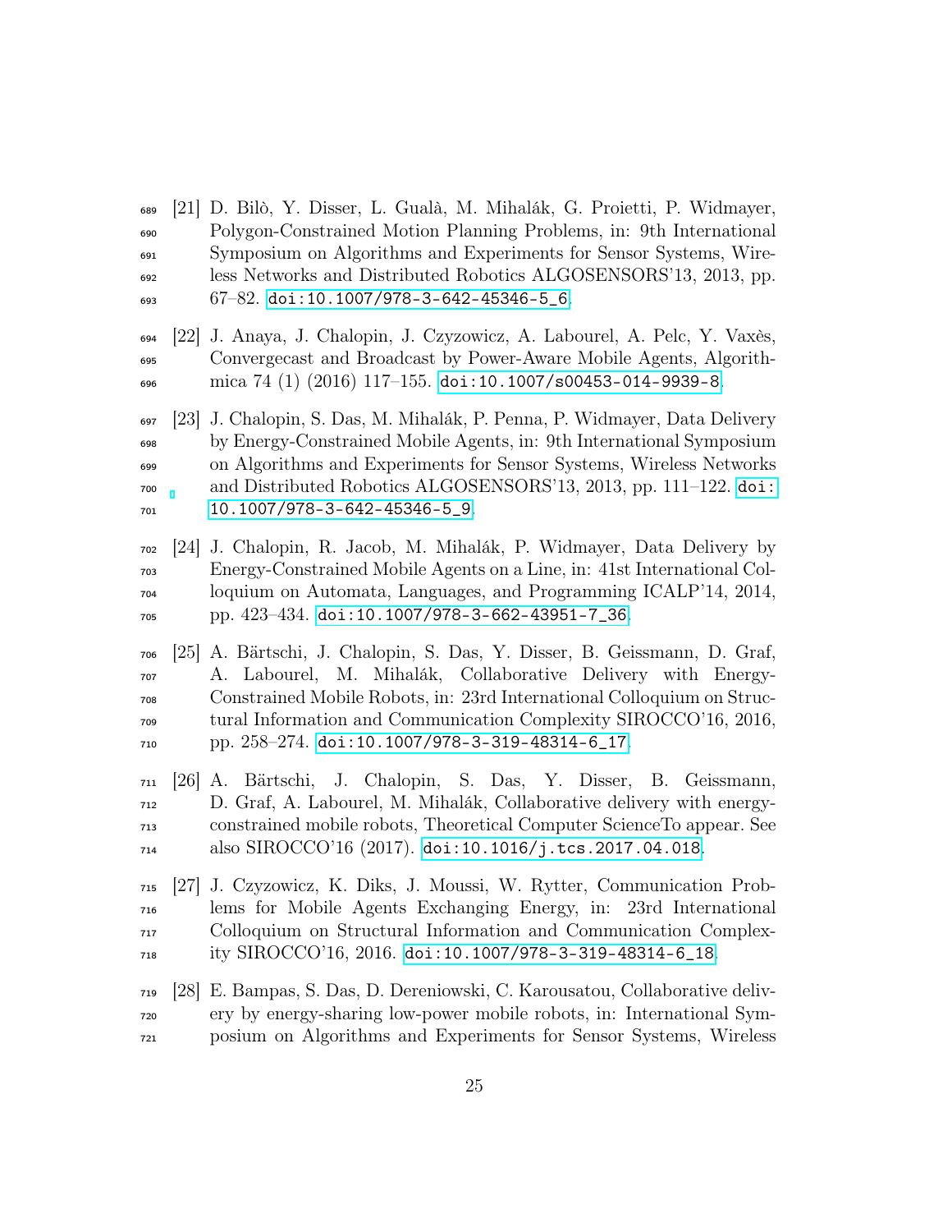[21] D. Bilò, Y. Disser, L. Gualà, M. Mihalák, G. Proietti, P. Widmayer, Polygon-Constrained Motion Planning Problems, in: 9th International Symposium on Algorithms and Experiments for Sensor Systems, Wireless Networks and Distributed Robotics ALGOSENSORS'13, 2013, pp. 67–82. doi:10.1007/978-3-642-45346-5_6.

[22] J. Anaya, J. Chalopin, J. Czyzowicz, A. Labourel, A. Pelc, Y. Vaxès, Convergecast and Broadcast by Power-Aware Mobile Agents, Algorithmica 74 (1) (2016) 117–155. doi:10.1007/s00453-014-9939-8.

[23] J. Chalopin, S. Das, M. Mihalák, P. Penna, P. Widmayer, Data Delivery by Energy-Constrained Mobile Agents, in: 9th International Symposium on Algorithms and Experiments for Sensor Systems, Wireless Networks and Distributed Robotics ALGOSENSORS'13, 2013, pp. 111–122. doi:10.1007/978-3-642-45346-5_9.

[24] J. Chalopin, R. Jacob, M. Mihalák, P. Widmayer, Data Delivery by Energy-Constrained Mobile Agents on a Line, in: 41st International Colloquium on Automata, Languages, and Programming ICALP'14, 2014, pp. 423–434. doi:10.1007/978-3-662-43951-7_36.

[25] A. Bärtschi, J. Chalopin, S. Das, Y. Disser, B. Geissmann, D. Graf, A. Labourel, M. Mihalák, Collaborative Delivery with Energy-Constrained Mobile Robots, in: 23rd International Colloquium on Structural Information and Communication Complexity SIROCCO'16, 2016, pp. 258–274. doi:10.1007/978-3-319-48314-6_17.

[26] A. Bärtschi, J. Chalopin, S. Das, Y. Disser, B. Geissmann, D. Graf, A. Labourel, M. Mihalák, Collaborative delivery with energy-constrained mobile robots, Theoretical Computer ScienceTo appear. See also SIROCCO'16 (2017). doi:10.1016/j.tcs.2017.04.018.

[27] J. Czyzowicz, K. Diks, J. Moussi, W. Rytter, Communication Problems for Mobile Agents Exchanging Energy, in: 23rd International Colloquium on Structural Information and Communication Complexity SIROCCO'16, 2016. doi:10.1007/978-3-319-48314-6_18.

[28] E. Bampas, S. Das, D. Dereniowski, C. Karousatou, Collaborative delivery by energy-sharing low-power mobile robots, in: International Symposium on Algorithms and Experiments for Sensor Systems, Wireless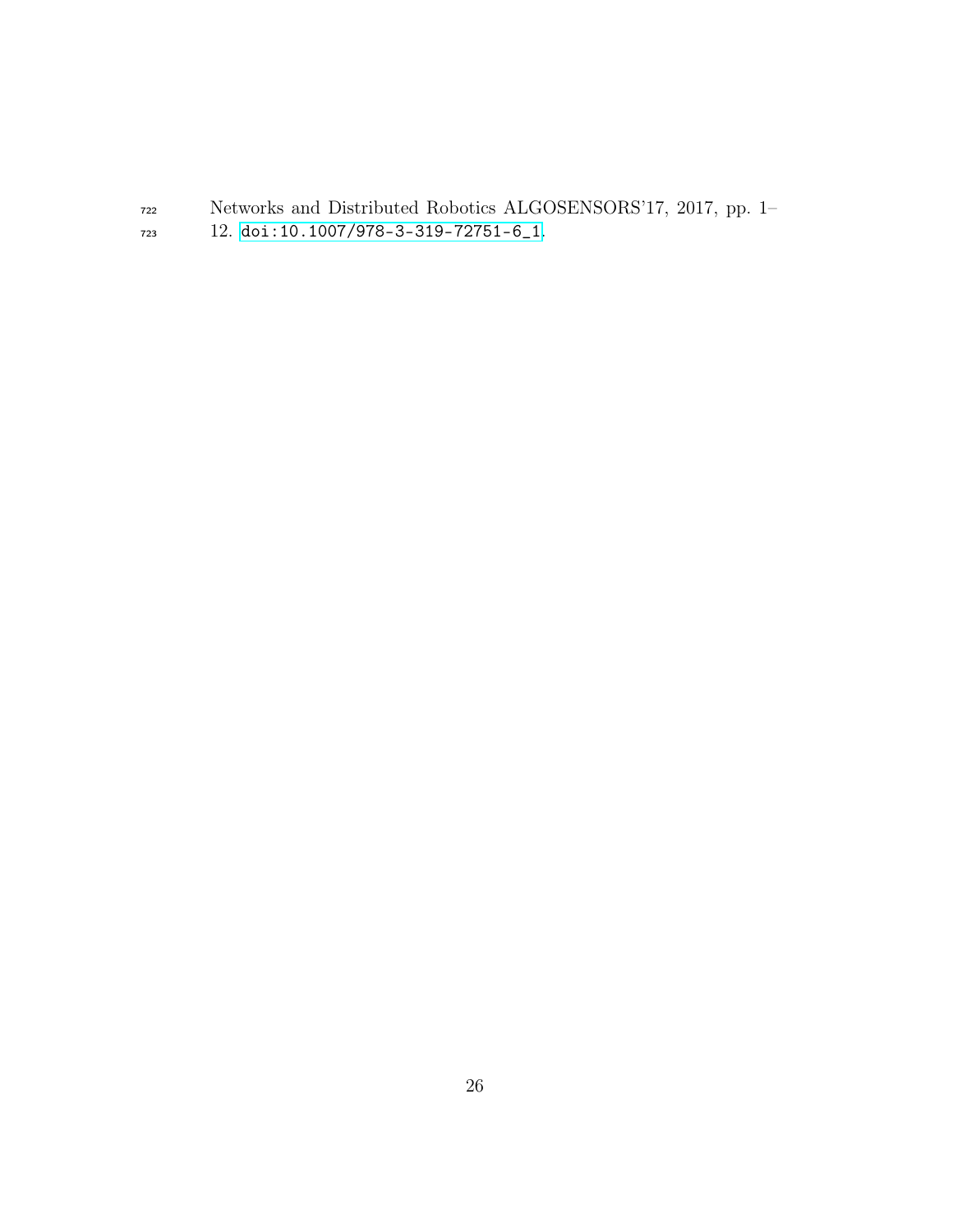Networks and Distributed Robotics ALGOSENSORS'17, 2017, pp. 1–12. doi:10.1007/978-3-319-72751-6_1.